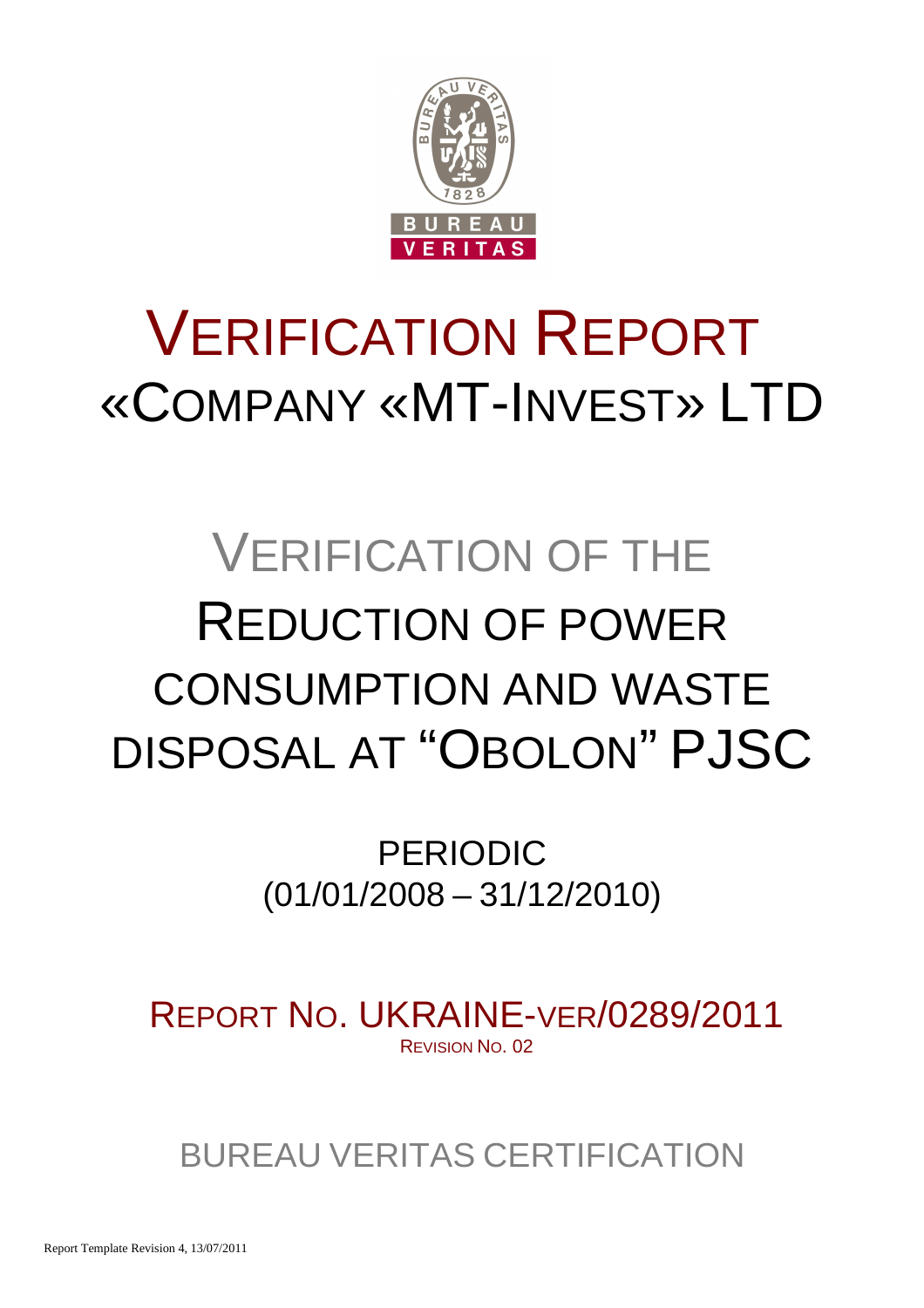# VERIFICATION REPORT
# «COMPANY «MT-INVEST» LTD

## VERIFICATION OF THE REDUCTION OF POWER CONSUMPTION AND WASTE DISPOSAL AT "OBOLON" PJSC

PERIODIC
(01/01/2008 – 31/12/2010)

REPORT NO. UKRAINE-VER/0289/2011
REVISION NO. 02

BUREAU VERITAS CERTIFICATION

Report Template Revision 4, 13/07/2011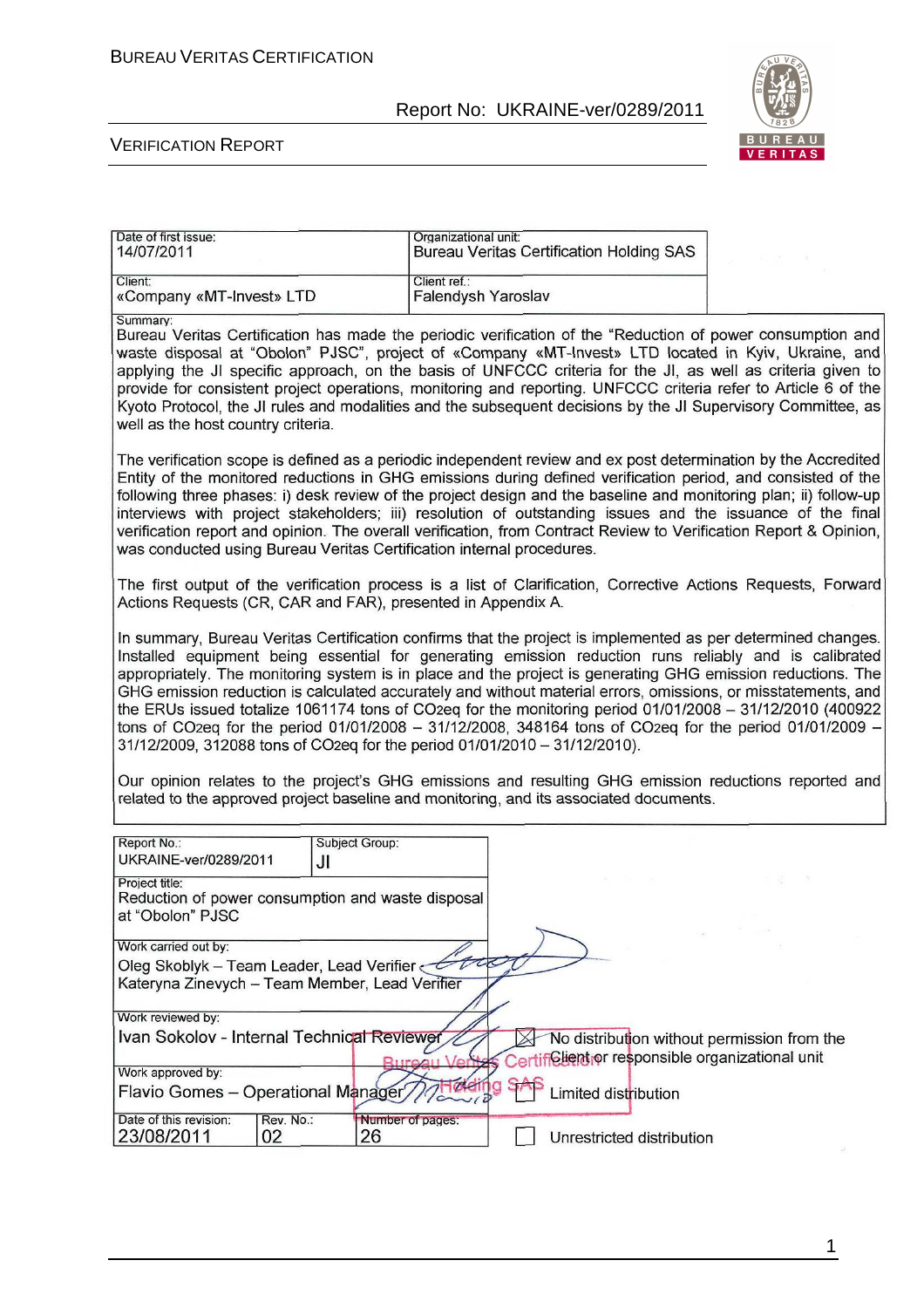| Date of first issue: | Organizational unit: |
|---|---|
| 14/07/2011 | Bureau Veritas Certification Holding SAS |
| Client: | Client ref.: |
| «Company «MT-Invest» LTD | Falendysh Yaroslav |

Summary:

Bureau Veritas Certification has made the periodic verification of the "Reduction of power consumption and waste disposal at "Obolon" PJSC", project of «Company «MT-Invest» LTD located in Kyiv, Ukraine, and applying the JI specific approach, on the basis of UNFCCC criteria for the JI, as well as criteria given to provide for consistent project operations, monitoring and reporting. UNFCCC criteria refer to Article 6 of the Kyoto Protocol, the JI rules and modalities and the subsequent decisions by the JI Supervisory Committee, as well as the host country criteria.

The verification scope is defined as a periodic independent review and ex post determination by the Accredited Entity of the monitored reductions in GHG emissions during defined verification period, and consisted of the following three phases: i) desk review of the project design and the baseline and monitoring plan; ii) follow-up interviews with project stakeholders; iii) resolution of outstanding issues and the issuance of the final verification report and opinion. The overall verification, from Contract Review to Verification Report & Opinion, was conducted using Bureau Veritas Certification internal procedures.

The first output of the verification process is a list of Clarification, Corrective Actions Requests, Forward Actions Requests (CR, CAR and FAR), presented in Appendix A.

In summary, Bureau Veritas Certification confirms that the project is implemented as per determined changes. Installed equipment being essential for generating emission reduction runs reliably and is calibrated appropriately. The monitoring system is in place and the project is generating GHG emission reductions. The GHG emission reduction is calculated accurately and without material errors, omissions, or misstatements, and the ERUs issued totalize 1061174 tons of $CO_2$eq for the monitoring period 01/01/2008 – 31/12/2010 (400922 tons of $CO_2$eq for the period 01/01/2008 – 31/12/2008, 348164 tons of $CO_2$eq for the period 01/01/2009 – 31/12/2009, 312088 tons of $CO_2$eq for the period 01/01/2010 – 31/12/2010).

Our opinion relates to the project's GHG emissions and resulting GHG emission reductions reported and related to the approved project baseline and monitoring, and its associated documents.

| Report No.: | Subject Group: |
|---|---|
| UKRAINE-ver/0289/2011 | JI |

Project title:
Reduction of power consumption and waste disposal at "Obolon" PJSC

Work carried out by:
Oleg Skoblyk – Team Leader, Lead Verifier
Kateryna Zinevych – Team Member, Lead Verifier

Work reviewed by:
Ivan Sokolov - Internal Technical Reviewer

Work approved by:
Flavio Gomes – Operational Manager

| Date of this revision: | Rev. No.: | Number of pages: |
|---|---|---|
| 23/08/2011 | 02 | 26 |

☒ No distribution without permission from the Client or responsible organizational unit

☐ Limited distribution

☐ Unrestricted distribution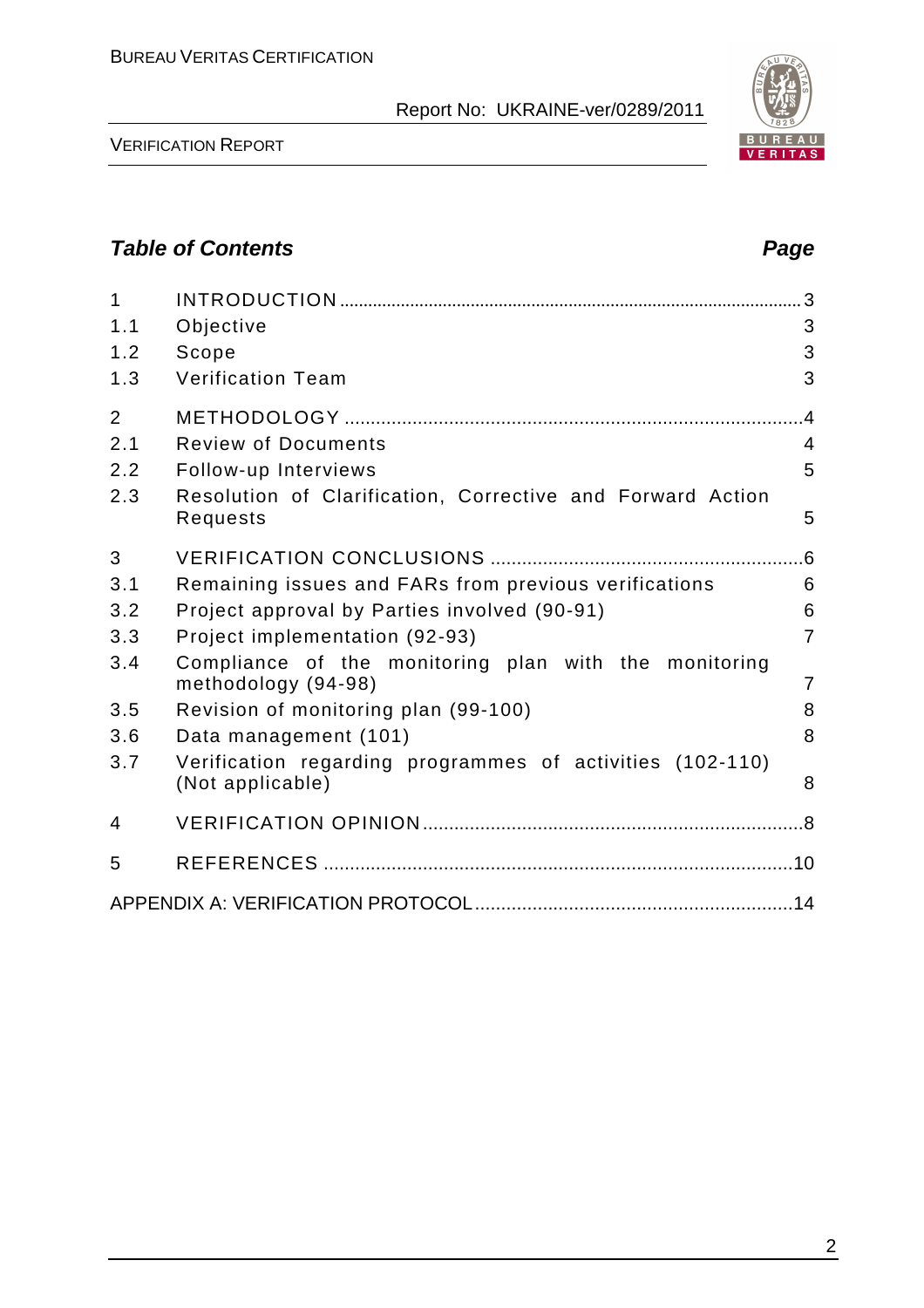## Table of Contents

| | | Page |
|---|---|---|
| 1 | INTRODUCTION | 3 |
| 1.1 | Objective | 3 |
| 1.2 | Scope | 3 |
| 1.3 | Verification Team | 3 |
| 2 | METHODOLOGY | 4 |
| 2.1 | Review of Documents | 4 |
| 2.2 | Follow-up Interviews | 5 |
| 2.3 | Resolution of Clarification, Corrective and Forward Action Requests | 5 |
| 3 | VERIFICATION CONCLUSIONS | 6 |
| 3.1 | Remaining issues and FARs from previous verifications | 6 |
| 3.2 | Project approval by Parties involved (90-91) | 6 |
| 3.3 | Project implementation (92-93) | 7 |
| 3.4 | Compliance of the monitoring plan with the monitoring methodology (94-98) | 7 |
| 3.5 | Revision of monitoring plan (99-100) | 8 |
| 3.6 | Data management (101) | 8 |
| 3.7 | Verification regarding programmes of activities (102-110) (Not applicable) | 8 |
| 4 | VERIFICATION OPINION | 8 |
| 5 | REFERENCES | 10 |
| | APPENDIX A: VERIFICATION PROTOCOL | 14 |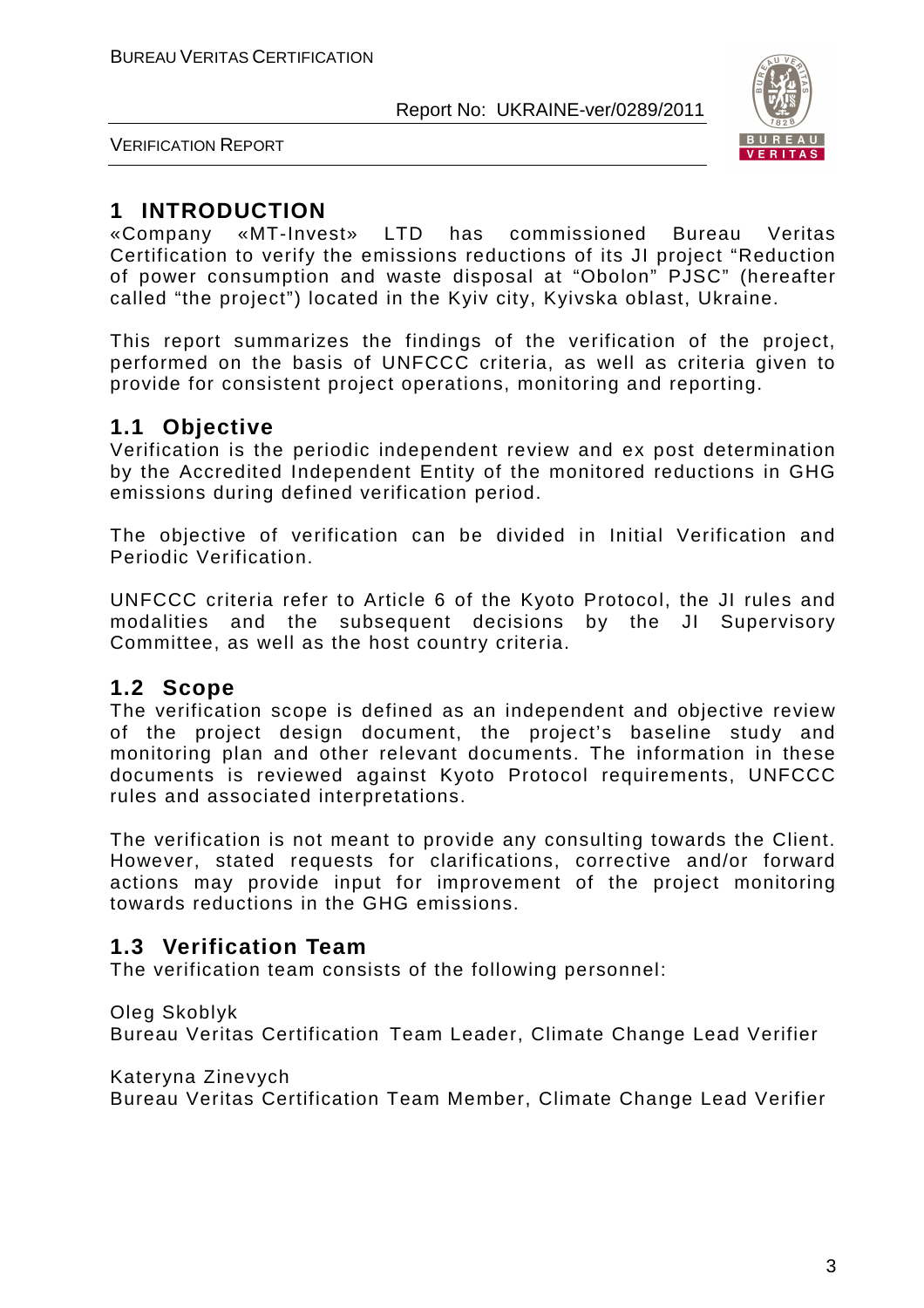# 1 INTRODUCTION

«Company «MT-Invest» LTD has commissioned Bureau Veritas Certification to verify the emissions reductions of its JI project "Reduction of power consumption and waste disposal at "Obolon" PJSC" (hereafter called "the project") located in the Kyiv city, Kyivska oblast, Ukraine.

This report summarizes the findings of the verification of the project, performed on the basis of UNFCCC criteria, as well as criteria given to provide for consistent project operations, monitoring and reporting.

## 1.1 Objective

Verification is the periodic independent review and ex post determination by the Accredited Independent Entity of the monitored reductions in GHG emissions during defined verification period.

The objective of verification can be divided in Initial Verification and Periodic Verification.

UNFCCC criteria refer to Article 6 of the Kyoto Protocol, the JI rules and modalities and the subsequent decisions by the JI Supervisory Committee, as well as the host country criteria.

## 1.2 Scope

The verification scope is defined as an independent and objective review of the project design document, the project's baseline study and monitoring plan and other relevant documents. The information in these documents is reviewed against Kyoto Protocol requirements, UNFCCC rules and associated interpretations.

The verification is not meant to provide any consulting towards the Client. However, stated requests for clarifications, corrective and/or forward actions may provide input for improvement of the project monitoring towards reductions in the GHG emissions.

## 1.3 Verification Team

The verification team consists of the following personnel:

Oleg Skoblyk
Bureau Veritas Certification Team Leader, Climate Change Lead Verifier

Kateryna Zinevych
Bureau Veritas Certification Team Member, Climate Change Lead Verifier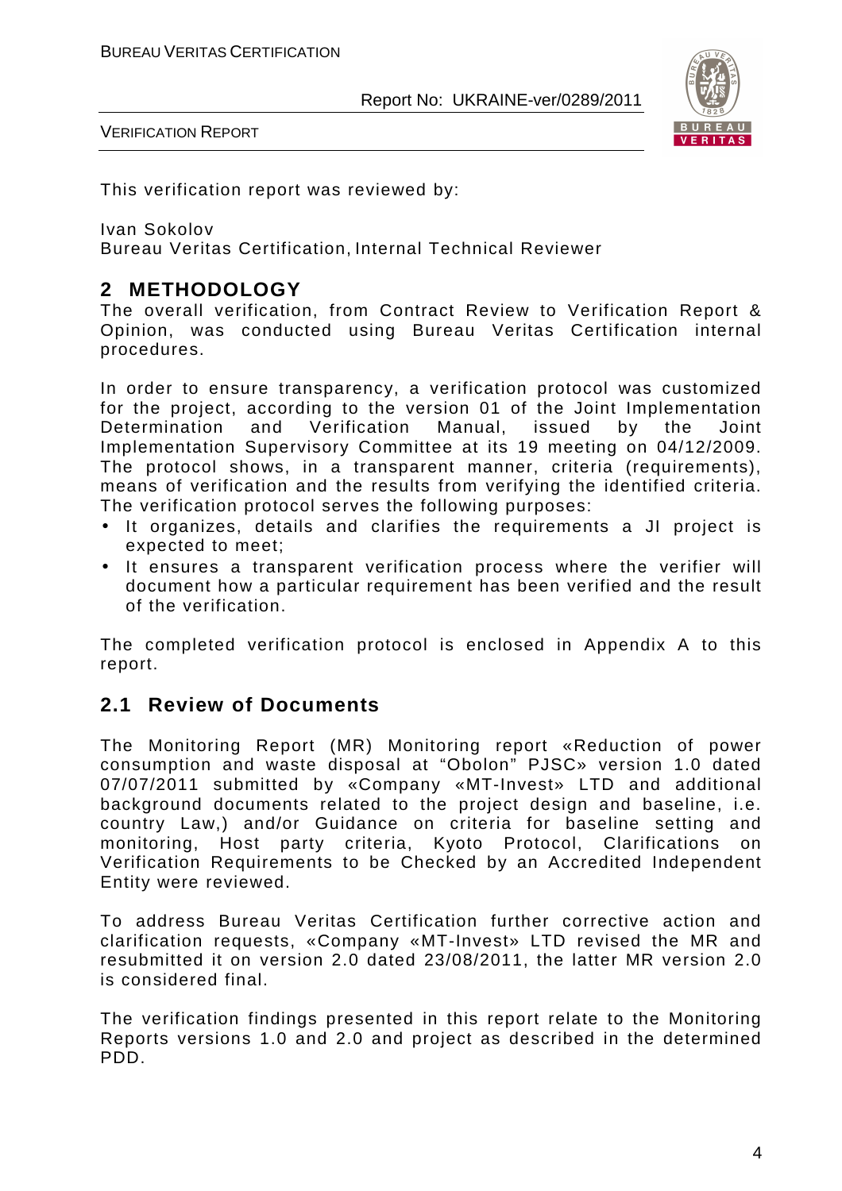This verification report was reviewed by:

Ivan Sokolov
Bureau Veritas Certification, Internal Technical Reviewer

## 2 METHODOLOGY

The overall verification, from Contract Review to Verification Report & Opinion, was conducted using Bureau Veritas Certification internal procedures.

In order to ensure transparency, a verification protocol was customized for the project, according to the version 01 of the Joint Implementation Determination and Verification Manual, issued by the Joint Implementation Supervisory Committee at its 19 meeting on 04/12/2009. The protocol shows, in a transparent manner, criteria (requirements), means of verification and the results from verifying the identified criteria. The verification protocol serves the following purposes:

- It organizes, details and clarifies the requirements a JI project is expected to meet;
- It ensures a transparent verification process where the verifier will document how a particular requirement has been verified and the result of the verification.

The completed verification protocol is enclosed in Appendix A to this report.

### 2.1 Review of Documents

The Monitoring Report (MR) Monitoring report «Reduction of power consumption and waste disposal at "Obolon" PJSC» version 1.0 dated 07/07/2011 submitted by «Company «MT-Invest» LTD and additional background documents related to the project design and baseline, i.e. country Law,) and/or Guidance on criteria for baseline setting and monitoring, Host party criteria, Kyoto Protocol, Clarifications on Verification Requirements to be Checked by an Accredited Independent Entity were reviewed.

To address Bureau Veritas Certification further corrective action and clarification requests, «Company «MT-Invest» LTD revised the MR and resubmitted it on version 2.0 dated 23/08/2011, the latter MR version 2.0 is considered final.

The verification findings presented in this report relate to the Monitoring Reports versions 1.0 and 2.0 and project as described in the determined PDD.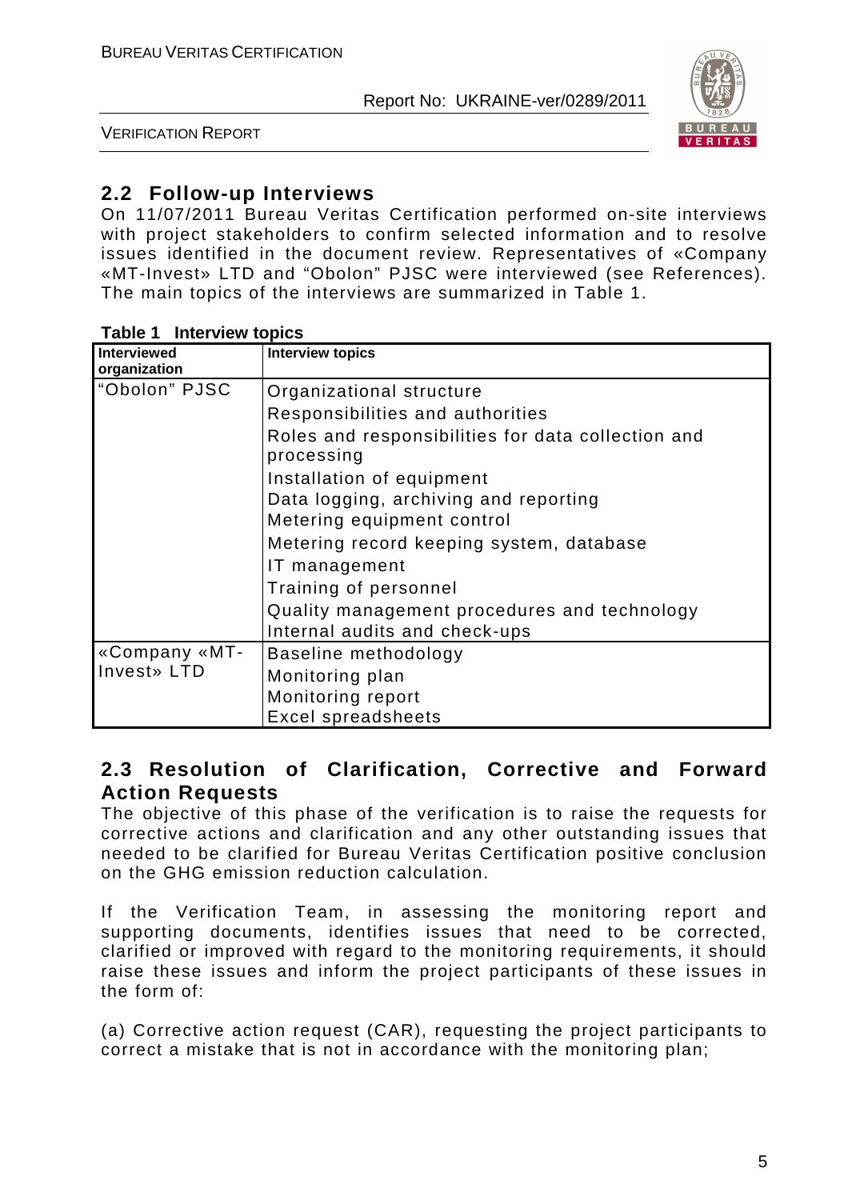## 2.2 Follow-up Interviews

On 11/07/2011 Bureau Veritas Certification performed on-site interviews with project stakeholders to confirm selected information and to resolve issues identified in the document review. Representatives of «Company «MT-Invest» LTD and "Obolon" PJSC were interviewed (see References). The main topics of the interviews are summarized in Table 1.

**Table 1 Interview topics**

| Interviewed organization | Interview topics |
|---|---|
| "Obolon" PJSC | Organizational structure<br>Responsibilities and authorities<br>Roles and responsibilities for data collection and processing<br>Installation of equipment<br>Data logging, archiving and reporting<br>Metering equipment control<br>Metering record keeping system, database<br>IT management<br>Training of personnel<br>Quality management procedures and technology<br>Internal audits and check-ups |
| «Company «MT-Invest» LTD | Baseline methodology<br>Monitoring plan<br>Monitoring report<br>Excel spreadsheets |

## 2.3 Resolution of Clarification, Corrective and Forward Action Requests

The objective of this phase of the verification is to raise the requests for corrective actions and clarification and any other outstanding issues that needed to be clarified for Bureau Veritas Certification positive conclusion on the GHG emission reduction calculation.

If the Verification Team, in assessing the monitoring report and supporting documents, identifies issues that need to be corrected, clarified or improved with regard to the monitoring requirements, it should raise these issues and inform the project participants of these issues in the form of:

(a) Corrective action request (CAR), requesting the project participants to correct a mistake that is not in accordance with the monitoring plan;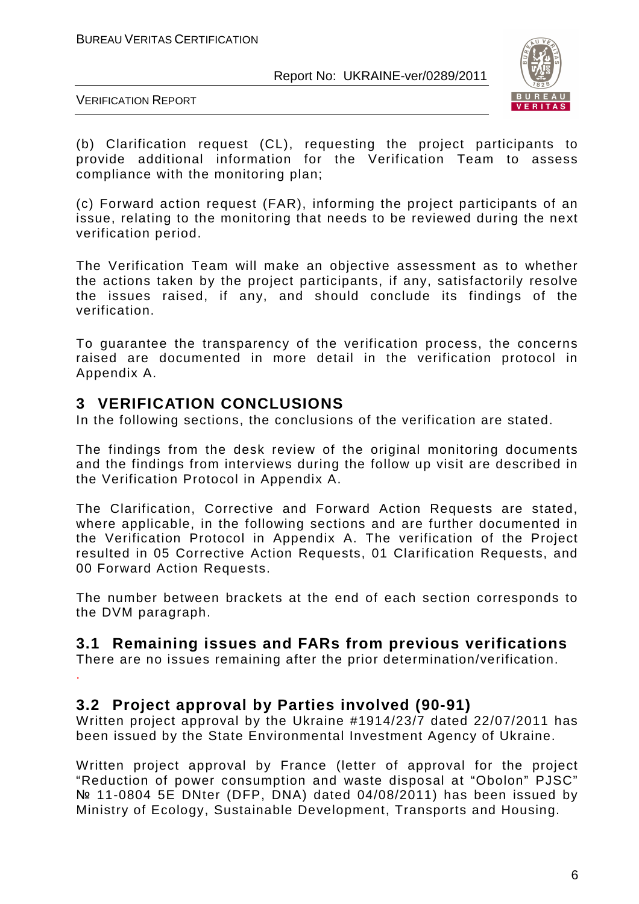(b) Clarification request (CL), requesting the project participants to provide additional information for the Verification Team to assess compliance with the monitoring plan;

(c) Forward action request (FAR), informing the project participants of an issue, relating to the monitoring that needs to be reviewed during the next verification period.

The Verification Team will make an objective assessment as to whether the actions taken by the project participants, if any, satisfactorily resolve the issues raised, if any, and should conclude its findings of the verification.

To guarantee the transparency of the verification process, the concerns raised are documented in more detail in the verification protocol in Appendix A.

# 3 VERIFICATION CONCLUSIONS

In the following sections, the conclusions of the verification are stated.

The findings from the desk review of the original monitoring documents and the findings from interviews during the follow up visit are described in the Verification Protocol in Appendix A.

The Clarification, Corrective and Forward Action Requests are stated, where applicable, in the following sections and are further documented in the Verification Protocol in Appendix A. The verification of the Project resulted in 05 Corrective Action Requests, 01 Clarification Requests, and 00 Forward Action Requests.

The number between brackets at the end of each section corresponds to the DVM paragraph.

## 3.1 Remaining issues and FARs from previous verifications

There are no issues remaining after the prior determination/verification.

.

## 3.2 Project approval by Parties involved (90-91)

Written project approval by the Ukraine #1914/23/7 dated 22/07/2011 has been issued by the State Environmental Investment Agency of Ukraine.

Written project approval by France (letter of approval for the project "Reduction of power consumption and waste disposal at "Obolon" PJSC" № 11-0804 5E DNter (DFP, DNA) dated 04/08/2011) has been issued by Ministry of Ecology, Sustainable Development, Transports and Housing.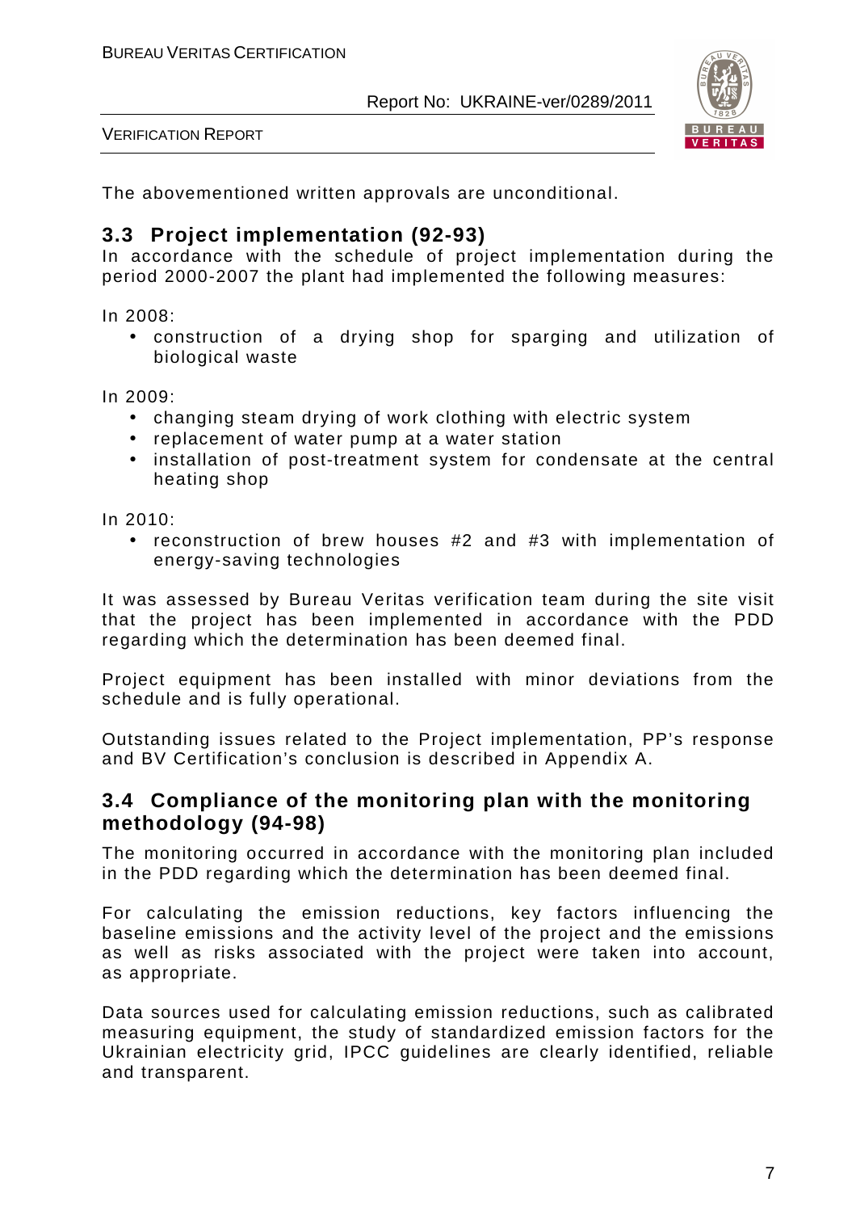The abovementioned written approvals are unconditional.

## 3.3 Project implementation (92-93)

In accordance with the schedule of project implementation during the period 2000-2007 the plant had implemented the following measures:

In 2008:

- construction of a drying shop for sparging and utilization of biological waste

In 2009:

- changing steam drying of work clothing with electric system
- replacement of water pump at a water station
- installation of post-treatment system for condensate at the central heating shop

In 2010:

- reconstruction of brew houses #2 and #3 with implementation of energy-saving technologies

It was assessed by Bureau Veritas verification team during the site visit that the project has been implemented in accordance with the PDD regarding which the determination has been deemed final.

Project equipment has been installed with minor deviations from the schedule and is fully operational.

Outstanding issues related to the Project implementation, PP's response and BV Certification's conclusion is described in Appendix A.

## 3.4 Compliance of the monitoring plan with the monitoring methodology (94-98)

The monitoring occurred in accordance with the monitoring plan included in the PDD regarding which the determination has been deemed final.

For calculating the emission reductions, key factors influencing the baseline emissions and the activity level of the project and the emissions as well as risks associated with the project were taken into account, as appropriate.

Data sources used for calculating emission reductions, such as calibrated measuring equipment, the study of standardized emission factors for the Ukrainian electricity grid, IPCC guidelines are clearly identified, reliable and transparent.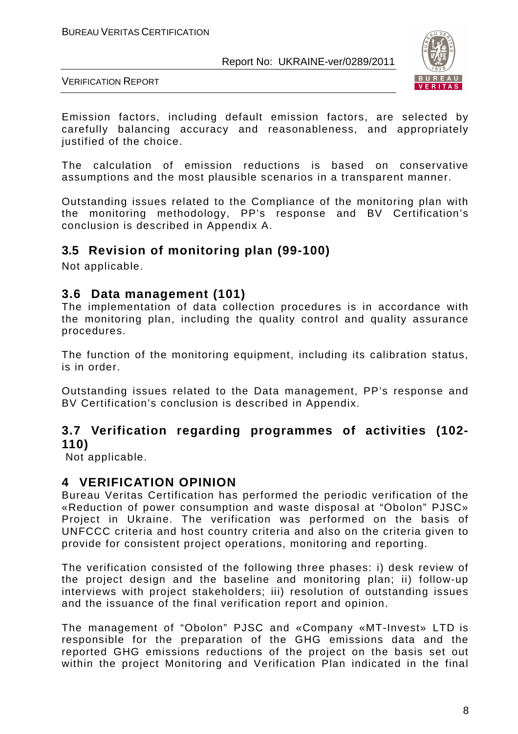Emission factors, including default emission factors, are selected by carefully balancing accuracy and reasonableness, and appropriately justified of the choice.

The calculation of emission reductions is based on conservative assumptions and the most plausible scenarios in a transparent manner.

Outstanding issues related to the Compliance of the monitoring plan with the monitoring methodology, PP's response and BV Certification's conclusion is described in Appendix A.

## 3.5 Revision of monitoring plan (99-100)

Not applicable.

## 3.6 Data management (101)

The implementation of data collection procedures is in accordance with the monitoring plan, including the quality control and quality assurance procedures.

The function of the monitoring equipment, including its calibration status, is in order.

Outstanding issues related to the Data management, PP's response and BV Certification's conclusion is described in Appendix.

## 3.7 Verification regarding programmes of activities (102-110)

Not applicable.

# 4 VERIFICATION OPINION

Bureau Veritas Certification has performed the periodic verification of the «Reduction of power consumption and waste disposal at "Obolon" PJSC» Project in Ukraine. The verification was performed on the basis of UNFCCC criteria and host country criteria and also on the criteria given to provide for consistent project operations, monitoring and reporting.

The verification consisted of the following three phases: i) desk review of the project design and the baseline and monitoring plan; ii) follow-up interviews with project stakeholders; iii) resolution of outstanding issues and the issuance of the final verification report and opinion.

The management of "Obolon" PJSC and «Company «MT-Invest» LTD is responsible for the preparation of the GHG emissions data and the reported GHG emissions reductions of the project on the basis set out within the project Monitoring and Verification Plan indicated in the final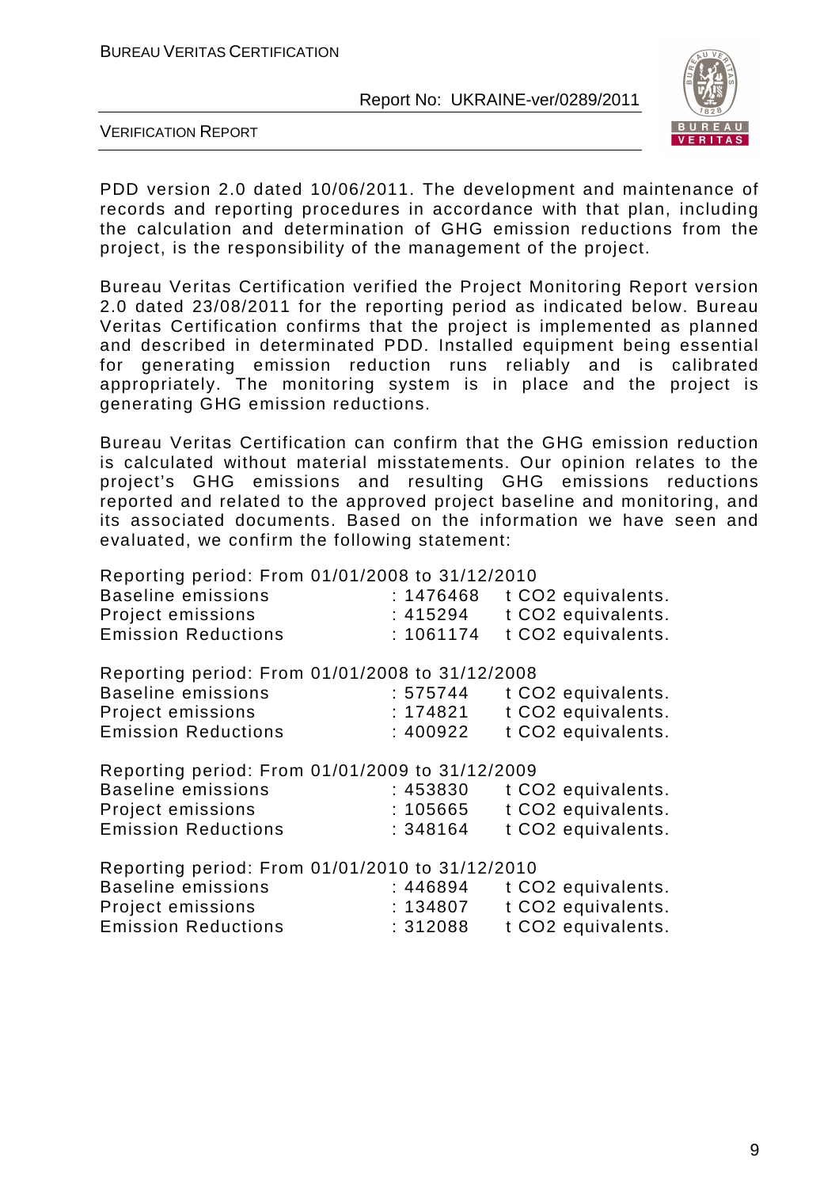PDD version 2.0 dated 10/06/2011. The development and maintenance of records and reporting procedures in accordance with that plan, including the calculation and determination of GHG emission reductions from the project, is the responsibility of the management of the project.

Bureau Veritas Certification verified the Project Monitoring Report version 2.0 dated 23/08/2011 for the reporting period as indicated below. Bureau Veritas Certification confirms that the project is implemented as planned and described in determinated PDD. Installed equipment being essential for generating emission reduction runs reliably and is calibrated appropriately. The monitoring system is in place and the project is generating GHG emission reductions.

Bureau Veritas Certification can confirm that the GHG emission reduction is calculated without material misstatements. Our opinion relates to the project's GHG emissions and resulting GHG emissions reductions reported and related to the approved project baseline and monitoring, and its associated documents. Based on the information we have seen and evaluated, we confirm the following statement:

Reporting period: From 01/01/2008 to 31/12/2010

| | | |
|---|---|---|
| Baseline emissions | : 1476468 | t $CO_2$ equivalents. |
| Project emissions | : 415294 | t $CO_2$ equivalents. |
| Emission Reductions | : 1061174 | t $CO_2$ equivalents. |

Reporting period: From 01/01/2008 to 31/12/2008

| | | |
|---|---|---|
| Baseline emissions | : 575744 | t $CO_2$ equivalents. |
| Project emissions | : 174821 | t $CO_2$ equivalents. |
| Emission Reductions | : 400922 | t $CO_2$ equivalents. |

Reporting period: From 01/01/2009 to 31/12/2009

| | | |
|---|---|---|
| Baseline emissions | : 453830 | t $CO_2$ equivalents. |
| Project emissions | : 105665 | t $CO_2$ equivalents. |
| Emission Reductions | : 348164 | t $CO_2$ equivalents. |

Reporting period: From 01/01/2010 to 31/12/2010

| | | |
|---|---|---|
| Baseline emissions | : 446894 | t $CO_2$ equivalents. |
| Project emissions | : 134807 | t $CO_2$ equivalents. |
| Emission Reductions | : 312088 | t $CO_2$ equivalents. |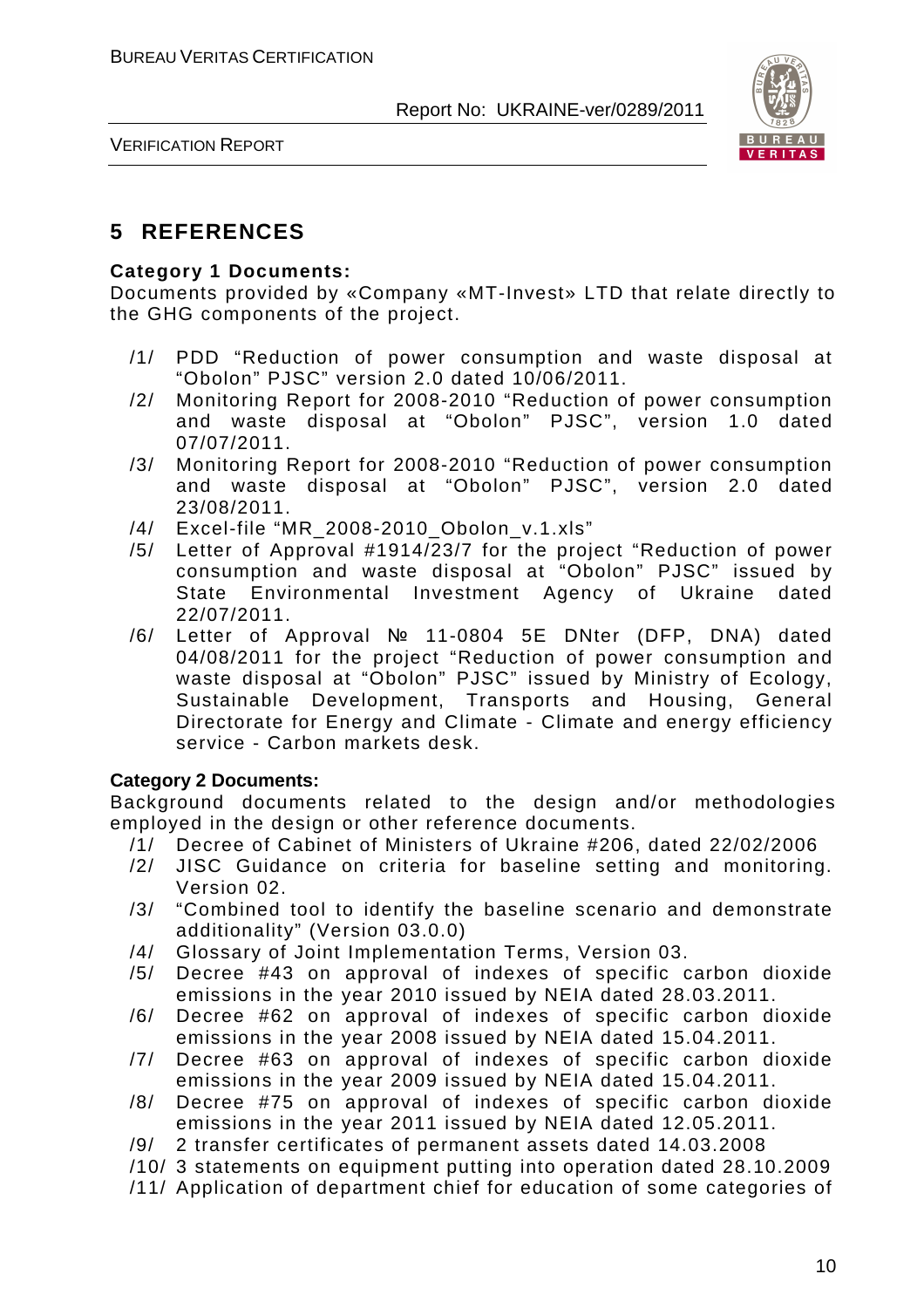# 5 REFERENCES

**Category 1 Documents:**

Documents provided by «Company «MT-Invest» LTD that relate directly to the GHG components of the project.

/1/ PDD "Reduction of power consumption and waste disposal at "Obolon" PJSC" version 2.0 dated 10/06/2011.

/2/ Monitoring Report for 2008-2010 "Reduction of power consumption and waste disposal at "Obolon" PJSC", version 1.0 dated 07/07/2011.

/3/ Monitoring Report for 2008-2010 "Reduction of power consumption and waste disposal at "Obolon" PJSC", version 2.0 dated 23/08/2011.

/4/ Excel-file "MR_2008-2010_Obolon_v.1.xls"

/5/ Letter of Approval #1914/23/7 for the project "Reduction of power consumption and waste disposal at "Obolon" PJSC" issued by State Environmental Investment Agency of Ukraine dated 22/07/2011.

/6/ Letter of Approval № 11-0804 5E DNter (DFP, DNA) dated 04/08/2011 for the project "Reduction of power consumption and waste disposal at "Obolon" PJSC" issued by Ministry of Ecology, Sustainable Development, Transports and Housing, General Directorate for Energy and Climate - Climate and energy efficiency service - Carbon markets desk.

**Category 2 Documents:**

Background documents related to the design and/or methodologies employed in the design or other reference documents.

/1/ Decree of Cabinet of Ministers of Ukraine #206, dated 22/02/2006

/2/ JISC Guidance on criteria for baseline setting and monitoring. Version 02.

/3/ "Combined tool to identify the baseline scenario and demonstrate additionality" (Version 03.0.0)

/4/ Glossary of Joint Implementation Terms, Version 03.

/5/ Decree #43 on approval of indexes of specific carbon dioxide emissions in the year 2010 issued by NEIA dated 28.03.2011.

/6/ Decree #62 on approval of indexes of specific carbon dioxide emissions in the year 2008 issued by NEIA dated 15.04.2011.

/7/ Decree #63 on approval of indexes of specific carbon dioxide emissions in the year 2009 issued by NEIA dated 15.04.2011.

/8/ Decree #75 on approval of indexes of specific carbon dioxide emissions in the year 2011 issued by NEIA dated 12.05.2011.

/9/ 2 transfer certificates of permanent assets dated 14.03.2008

/10/ 3 statements on equipment putting into operation dated 28.10.2009

/11/ Application of department chief for education of some categories of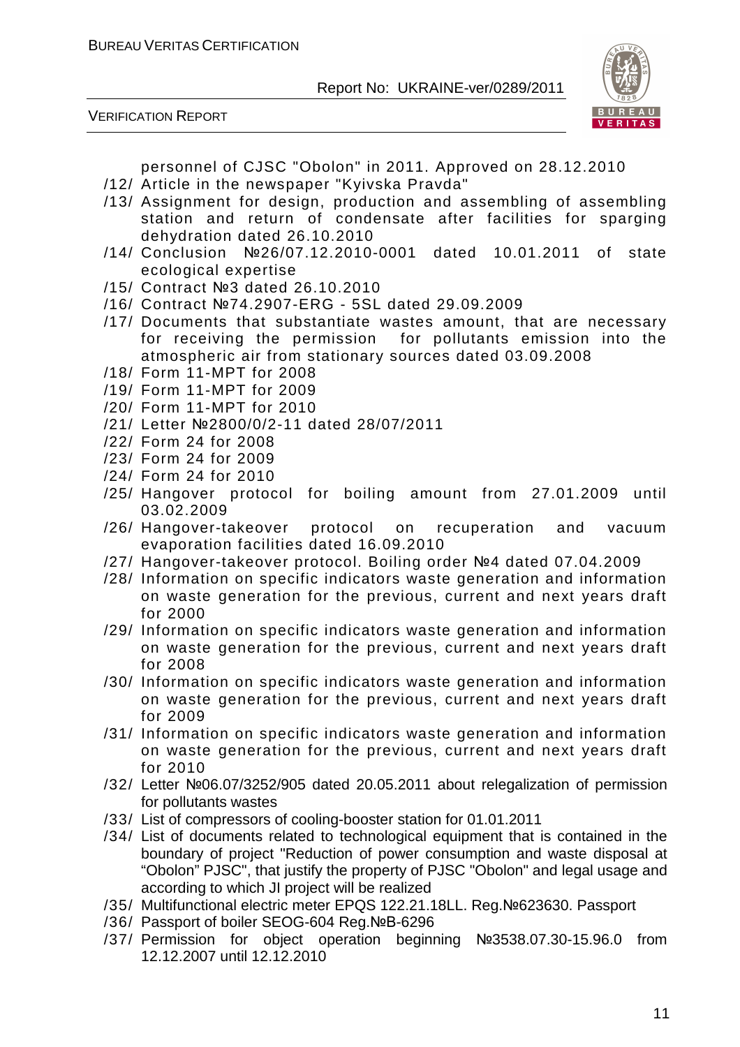personnel of CJSC "Obolon" in 2011. Approved on 28.12.2010

/12/ Article in the newspaper "Kyivska Pravda"

/13/ Assignment for design, production and assembling of assembling station and return of condensate after facilities for sparging dehydration dated 26.10.2010

/14/ Conclusion №26/07.12.2010-0001 dated 10.01.2011 of state ecological expertise

/15/ Contract №3 dated 26.10.2010

/16/ Contract №74.2907-ERG - 5SL dated 29.09.2009

/17/ Documents that substantiate wastes amount, that are necessary for receiving the permission for pollutants emission into the atmospheric air from stationary sources dated 03.09.2008

/18/ Form 11-MPT for 2008

/19/ Form 11-MPT for 2009

/20/ Form 11-MPT for 2010

/21/ Letter №2800/0/2-11 dated 28/07/2011

/22/ Form 24 for 2008

/23/ Form 24 for 2009

/24/ Form 24 for 2010

/25/ Hangover protocol for boiling amount from 27.01.2009 until 03.02.2009

/26/ Hangover-takeover protocol on recuperation and vacuum evaporation facilities dated 16.09.2010

/27/ Hangover-takeover protocol. Boiling order №4 dated 07.04.2009

/28/ Information on specific indicators waste generation and information on waste generation for the previous, current and next years draft for 2000

/29/ Information on specific indicators waste generation and information on waste generation for the previous, current and next years draft for 2008

/30/ Information on specific indicators waste generation and information on waste generation for the previous, current and next years draft for 2009

/31/ Information on specific indicators waste generation and information on waste generation for the previous, current and next years draft for 2010

/32/ Letter №06.07/3252/905 dated 20.05.2011 about relegalization of permission for pollutants wastes

/33/ List of compressors of cooling-booster station for 01.01.2011

/34/ List of documents related to technological equipment that is contained in the boundary of project "Reduction of power consumption and waste disposal at “Obolon” PJSC", that justify the property of PJSC "Obolon" and legal usage and according to which JI project will be realized

/35/ Multifunctional electric meter EPQS 122.21.18LL. Reg.№623630. Passport

/36/ Passport of boiler SEOG-604 Reg.№B-6296

/37/ Permission for object operation beginning №3538.07.30-15.96.0 from 12.12.2007 until 12.12.2010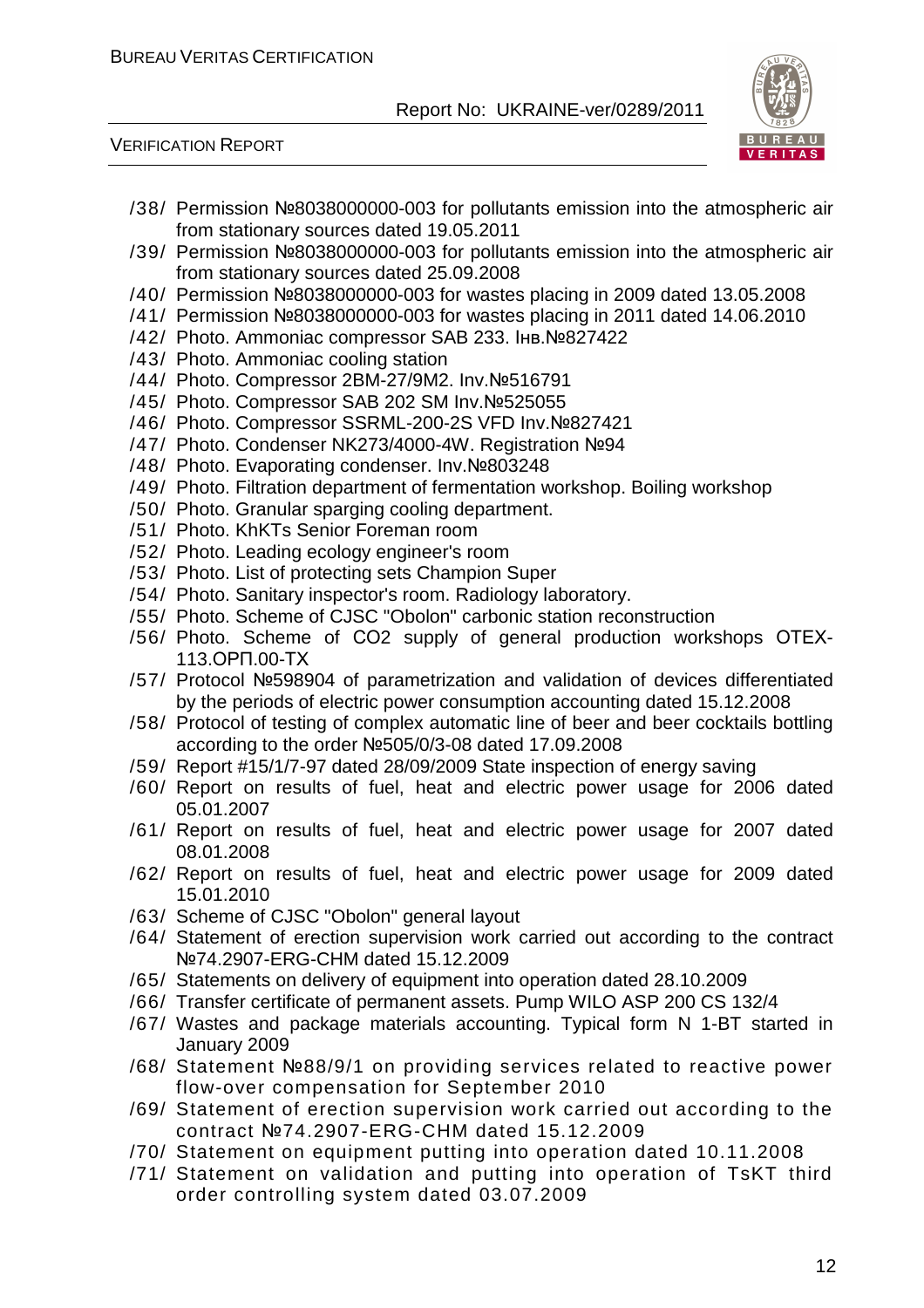/38/ Permission №8038000000-003 for pollutants emission into the atmospheric air from stationary sources dated 19.05.2011

/39/ Permission №8038000000-003 for pollutants emission into the atmospheric air from stationary sources dated 25.09.2008

/40/ Permission №8038000000-003 for wastes placing in 2009 dated 13.05.2008

/41/ Permission №8038000000-003 for wastes placing in 2011 dated 14.06.2010

/42/ Photo. Ammoniac compressor SAB 233. Інв.№827422

/43/ Photo. Ammoniac cooling station

/44/ Photo. Compressor 2BM-27/9M2. Inv.№516791

/45/ Photo. Compressor SAB 202 SM Inv.№525055

/46/ Photo. Compressor SSRML-200-2S VFD Inv.№827421

/47/ Photo. Condenser NK273/4000-4W. Registration №94

/48/ Photo. Evaporating condenser. Inv.№803248

/49/ Photo. Filtration department of fermentation workshop. Boiling workshop

/50/ Photo. Granular sparging cooling department.

/51/ Photo. KhKTs Senior Foreman room

/52/ Photo. Leading ecology engineer's room

/53/ Photo. List of protecting sets Champion Super

/54/ Photo. Sanitary inspector's room. Radiology laboratory.

/55/ Photo. Scheme of CJSC "Obolon" carbonic station reconstruction

/56/ Photo. Scheme of CO2 supply of general production workshops OTEX-113.ОРП.00-ТХ

/57/ Protocol №598904 of parametrization and validation of devices differentiated by the periods of electric power consumption accounting dated 15.12.2008

/58/ Protocol of testing of complex automatic line of beer and beer cocktails bottling according to the order №505/0/3-08 dated 17.09.2008

/59/ Report #15/1/7-97 dated 28/09/2009 State inspection of energy saving

/60/ Report on results of fuel, heat and electric power usage for 2006 dated 05.01.2007

/61/ Report on results of fuel, heat and electric power usage for 2007 dated 08.01.2008

/62/ Report on results of fuel, heat and electric power usage for 2009 dated 15.01.2010

/63/ Scheme of CJSC "Obolon" general layout

/64/ Statement of erection supervision work carried out according to the contract №74.2907-ERG-CHM dated 15.12.2009

/65/ Statements on delivery of equipment into operation dated 28.10.2009

/66/ Transfer certificate of permanent assets. Pump WILO ASP 200 CS 132/4

/67/ Wastes and package materials accounting. Typical form N 1-BT started in January 2009

/68/ Statement №88/9/1 on providing services related to reactive power flow-over compensation for September 2010

/69/ Statement of erection supervision work carried out according to the contract №74.2907-ERG-CHM dated 15.12.2009

/70/ Statement on equipment putting into operation dated 10.11.2008

/71/ Statement on validation and putting into operation of TsKT third order controlling system dated 03.07.2009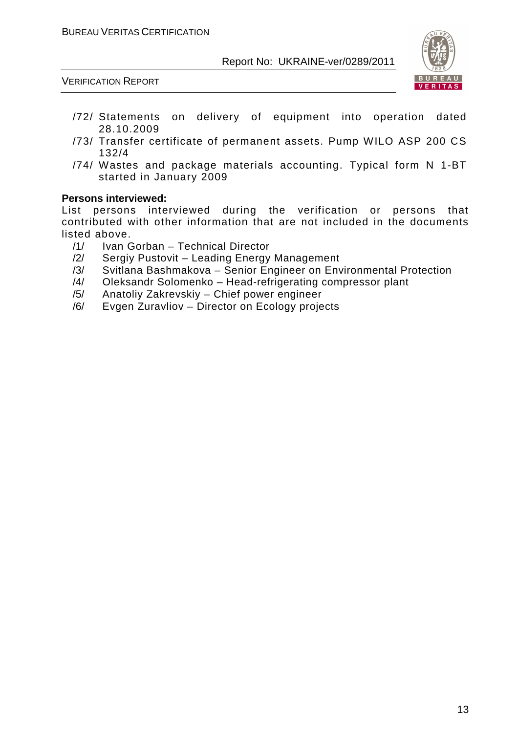/72/ Statements on delivery of equipment into operation dated 28.10.2009

/73/ Transfer certificate of permanent assets. Pump WILO ASP 200 CS 132/4

/74/ Wastes and package materials accounting. Typical form N 1-BT started in January 2009

**Persons interviewed:**

List persons interviewed during the verification or persons that contributed with other information that are not included in the documents listed above.

/1/ Ivan Gorban – Technical Director

/2/ Sergiy Pustovit – Leading Energy Management

/3/ Svitlana Bashmakova – Senior Engineer on Environmental Protection

/4/ Oleksandr Solomenko – Head-refrigerating compressor plant

/5/ Anatoliy Zakrevskiy – Chief power engineer

/6/ Evgen Zuravliov – Director on Ecology projects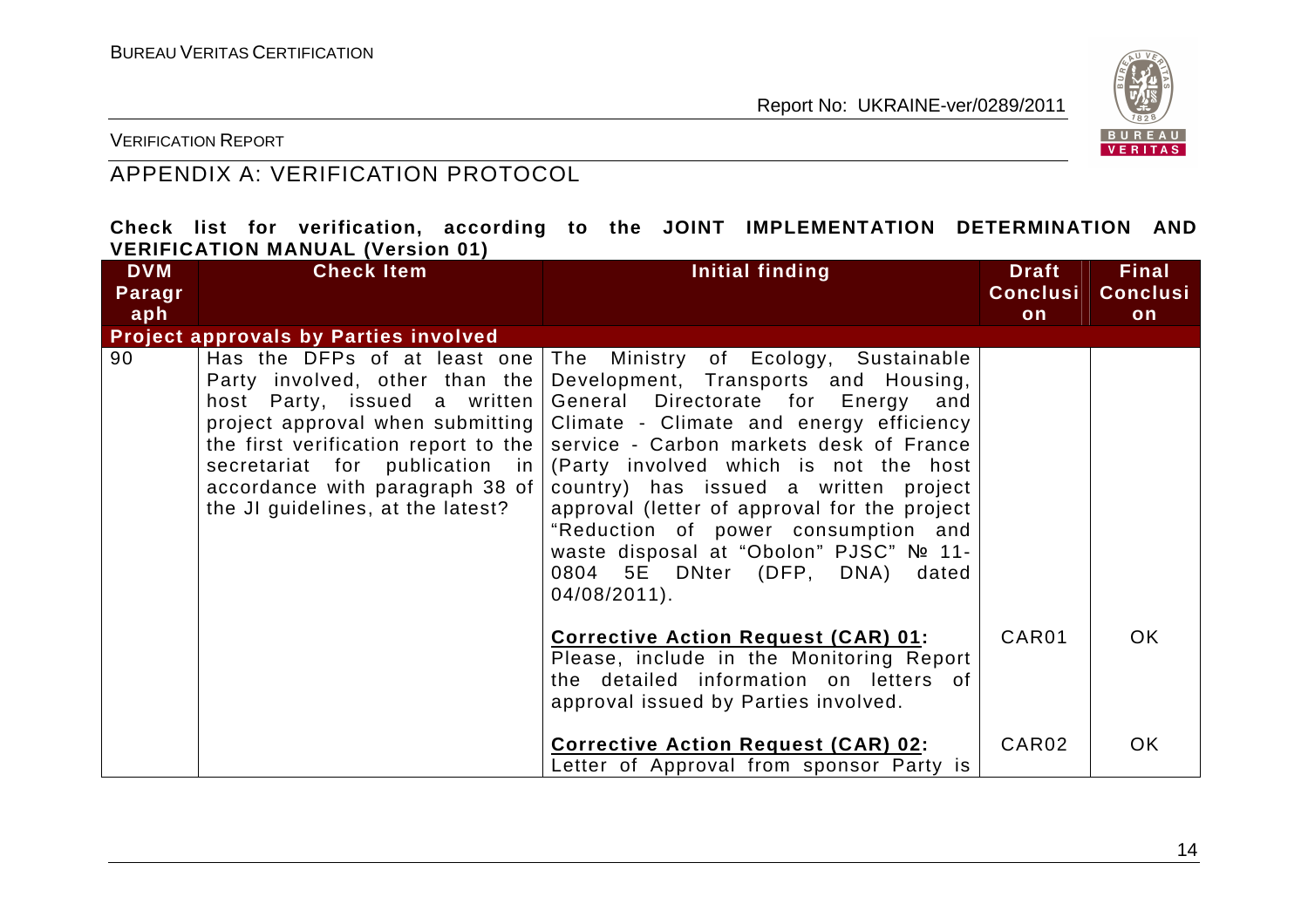## APPENDIX A: VERIFICATION PROTOCOL

**Check list for verification, according to the JOINT IMPLEMENTATION DETERMINATION AND VERIFICATION MANUAL (Version 01)**

| DVM Paragraph | Check Item | Initial finding | Draft Conclusion | Final Conclusion |
|---|---|---|---|---|
| **Project approvals by Parties involved** | | | | |
| 90 | Has the DFPs of at least one Party involved, other than the host Party, issued a written project approval when submitting the first verification report to the secretariat for publication in accordance with paragraph 38 of the JI guidelines, at the latest? | The Ministry of Ecology, Sustainable Development, Transports and Housing, General Directorate for Energy and Climate - Climate and energy efficiency service - Carbon markets desk of France (Party involved which is not the host country) has issued a written project approval (letter of approval for the project "Reduction of power consumption and waste disposal at "Obolon" PJSC" № 11-0804 5E DNter (DFP, DNA) dated 04/08/2011). | | |
| | | **Corrective Action Request (CAR) 01:** Please, include in the Monitoring Report the detailed information on letters of approval issued by Parties involved. | CAR01 | OK |
| | | **Corrective Action Request (CAR) 02:** Letter of Approval from sponsor Party is | CAR02 | OK |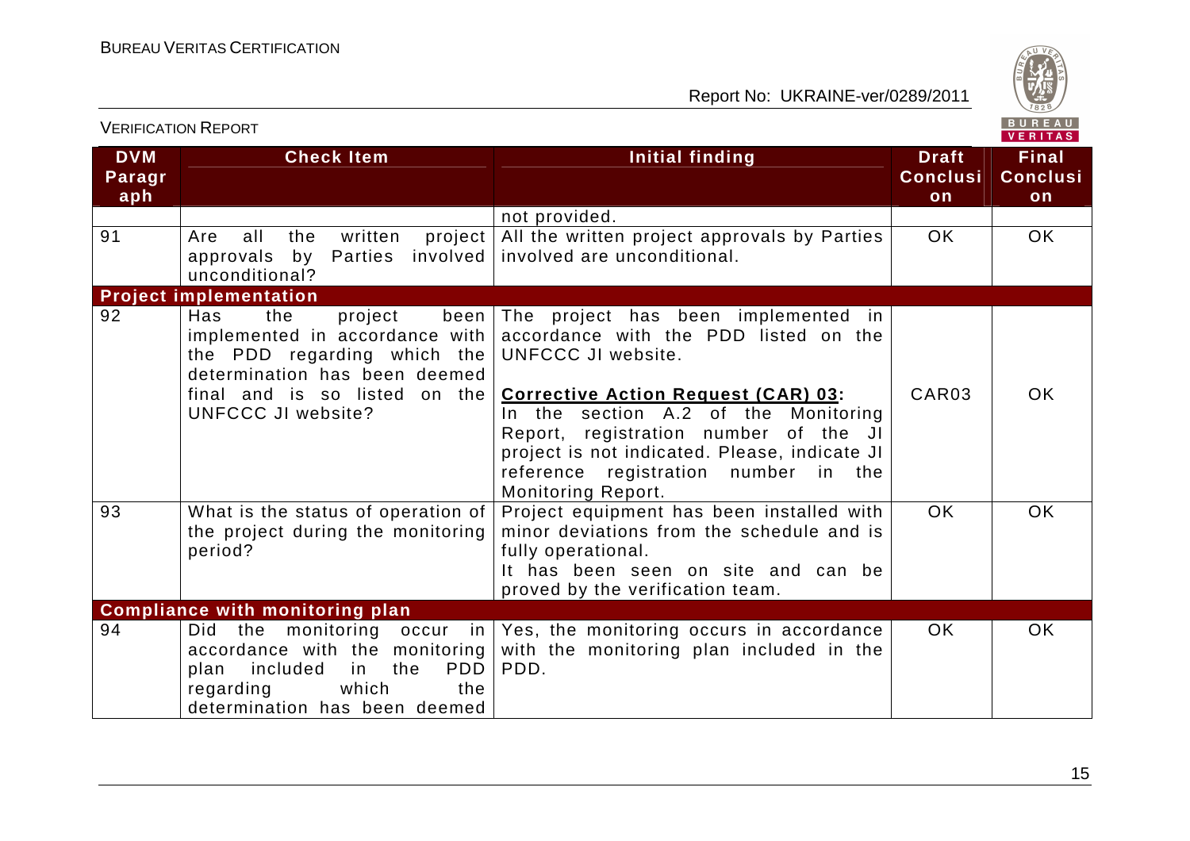| DVM Paragraph | Check Item | Initial finding | Draft Conclusion | Final Conclusion |
|---|---|---|---|---|
| | | not provided. | | |
| 91 | Are all the written project approvals by Parties involved unconditional? | All the written project approvals by Parties involved are unconditional. | OK | OK |
| **Project implementation** | | | | |
| 92 | Has the project been implemented in accordance with the PDD regarding which the determination has been deemed final and is so listed on the UNFCCC JI website? | The project has been implemented in accordance with the PDD listed on the UNFCCC JI website.<br><br>**Corrective Action Request (CAR) 03:** In the section A.2 of the Monitoring Report, registration number of the JI project is not indicated. Please, indicate JI reference registration number in the Monitoring Report. | CAR03 | OK |
| 93 | What is the status of operation of the project during the monitoring period? | Project equipment has been installed with minor deviations from the schedule and is fully operational.<br>It has been seen on site and can be proved by the verification team. | OK | OK |
| **Compliance with monitoring plan** | | | | |
| 94 | Did the monitoring occur in accordance with the monitoring plan included in the PDD regarding which the determination has been deemed | Yes, the monitoring occurs in accordance with the monitoring plan included in the PDD. | OK | OK |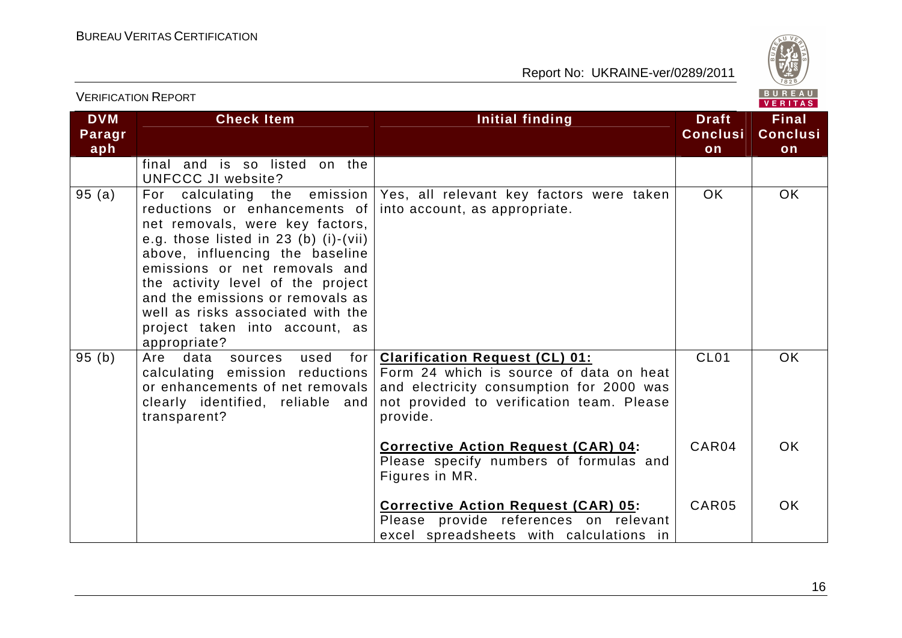| DVM Paragraph | Check Item | Initial finding | Draft Conclusion | Final Conclusion |
|---|---|---|---|---|
| | final and is so listed on the UNFCCC JI website? | | | |
| 95 (a) | For calculating the emission reductions or enhancements of net removals, were key factors, e.g. those listed in 23 (b) (i)-(vii) above, influencing the baseline emissions or net removals and the activity level of the project and the emissions or removals as well as risks associated with the project taken into account, as appropriate? | Yes, all relevant key factors were taken into account, as appropriate. | OK | OK |
| 95 (b) | Are data sources used for calculating emission reductions or enhancements of net removals clearly identified, reliable and transparent? | **Clarification Request (CL) 01:** Form 24 which is source of data on heat and electricity consumption for 2000 was not provided to verification team. Please provide. | CL01 | OK |
| | | **Corrective Action Request (CAR) 04:** Please specify numbers of formulas and Figures in MR. | CAR04 | OK |
| | | **Corrective Action Request (CAR) 05:** Please provide references on relevant excel spreadsheets with calculations in | CAR05 | OK |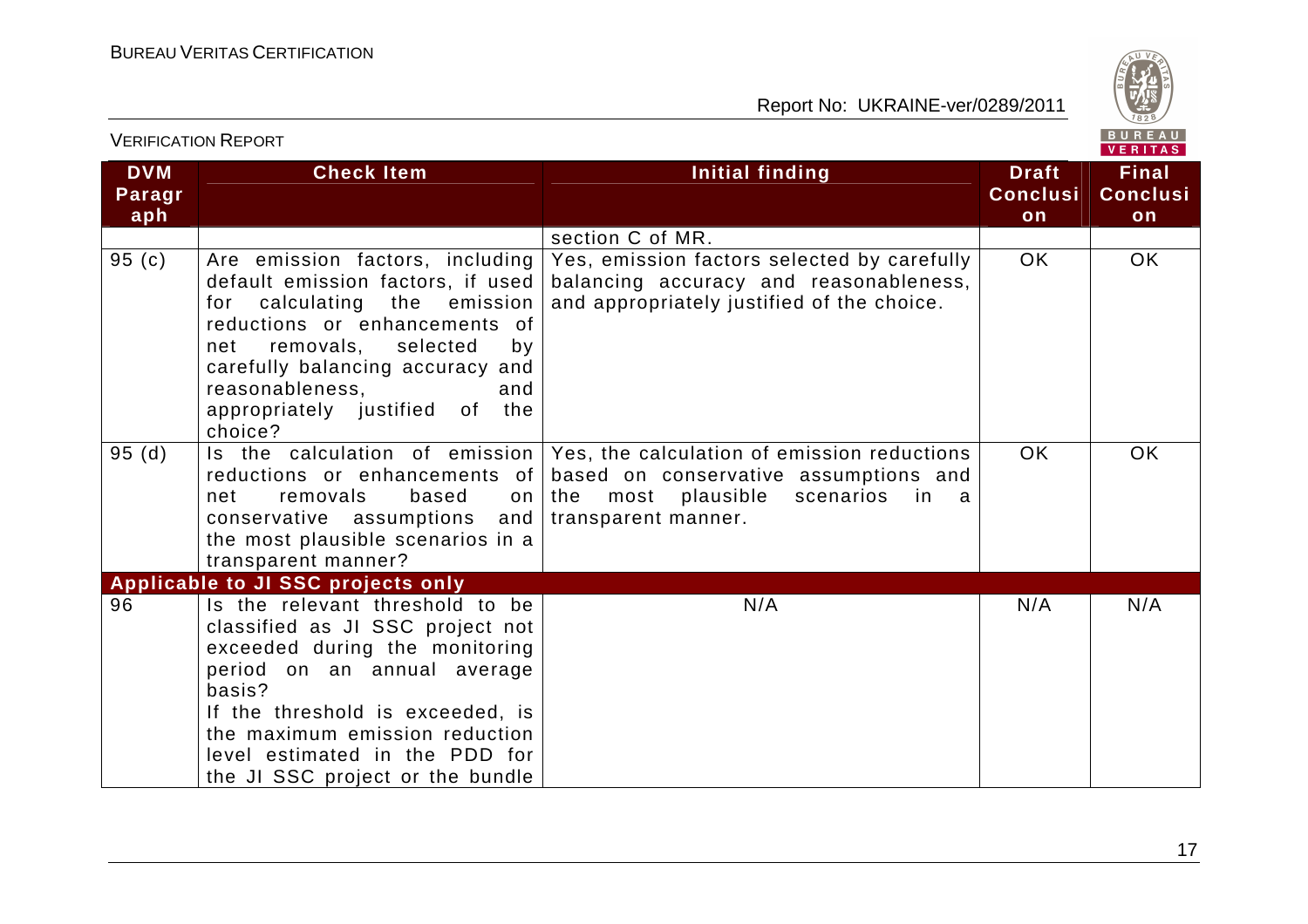| DVM Paragraph | Check Item | Initial finding | Draft Conclusion | Final Conclusion |
|---|---|---|---|---|
| | | section C of MR. | | |
| 95 (c) | Are emission factors, including default emission factors, if used for calculating the emission reductions or enhancements of net removals, selected by carefully balancing accuracy and reasonableness, and appropriately justified of the choice? | Yes, emission factors selected by carefully balancing accuracy and reasonableness, and appropriately justified of the choice. | OK | OK |
| 95 (d) | Is the calculation of emission reductions or enhancements of net removals based on conservative assumptions and the most plausible scenarios in a transparent manner? | Yes, the calculation of emission reductions based on conservative assumptions and the most plausible scenarios in a transparent manner. | OK | OK |
| **Applicable to JI SSC projects only** | | | | |
| 96 | Is the relevant threshold to be classified as JI SSC project not exceeded during the monitoring period on an annual average basis?<br>If the threshold is exceeded, is the maximum emission reduction level estimated in the PDD for the JI SSC project or the bundle | N/A | N/A | N/A |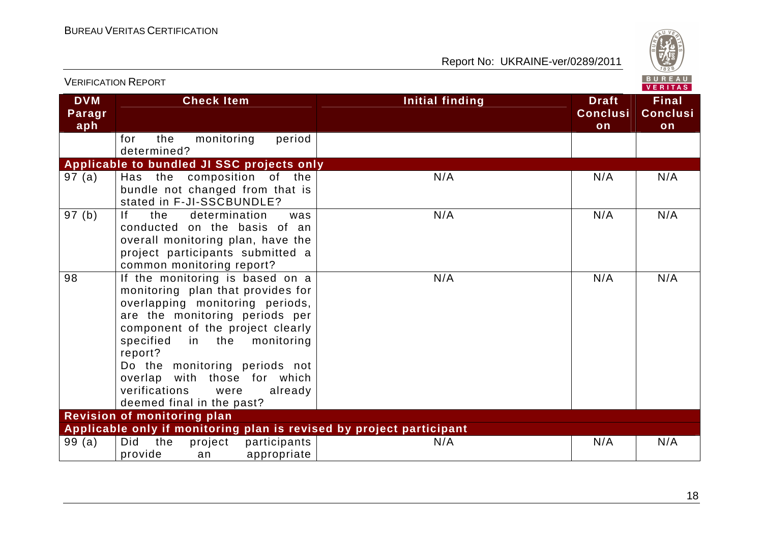| DVM Paragraph | Check Item | Initial finding | Draft Conclusion | Final Conclusion |
|---|---|---|---|---|
| | for the monitoring period determined? | | | |
| **Applicable to bundled JI SSC projects only** | | | | |
| 97 (a) | Has the composition of the bundle not changed from that is stated in F-JI-SSCBUNDLE? | N/A | N/A | N/A |
| 97 (b) | If the determination was conducted on the basis of an overall monitoring plan, have the project participants submitted a common monitoring report? | N/A | N/A | N/A |
| 98 | If the monitoring is based on a monitoring plan that provides for overlapping monitoring periods, are the monitoring periods per component of the project clearly specified in the monitoring report?<br>Do the monitoring periods not overlap with those for which verifications were already deemed final in the past? | N/A | N/A | N/A |
| **Revision of monitoring plan** | | | | |
| **Applicable only if monitoring plan is revised by project participant** | | | | |
| 99 (a) | Did the project participants provide an appropriate | N/A | N/A | N/A |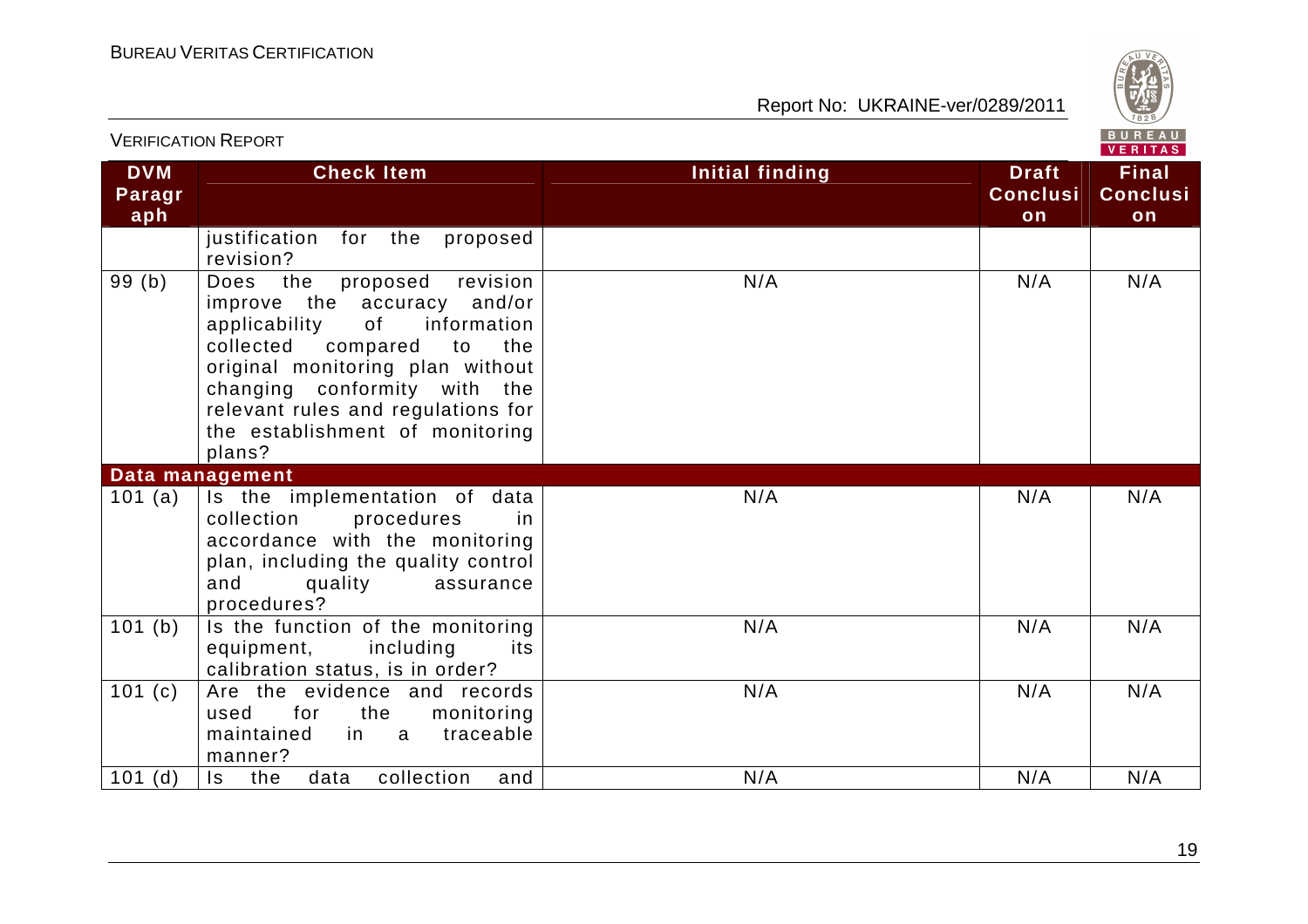| DVM Paragraph | Check Item | Initial finding | Draft Conclusion | Final Conclusion |
|---|---|---|---|---|
| | justification for the proposed revision? | | | |
| 99 (b) | Does the proposed revision improve the accuracy and/or applicability of information collected compared to the original monitoring plan without changing conformity with the relevant rules and regulations for the establishment of monitoring plans? | N/A | N/A | N/A |
| **Data management** | | | | |
| 101 (a) | Is the implementation of data collection procedures in accordance with the monitoring plan, including the quality control and quality assurance procedures? | N/A | N/A | N/A |
| 101 (b) | Is the function of the monitoring equipment, including its calibration status, is in order? | N/A | N/A | N/A |
| 101 (c) | Are the evidence and records used for the monitoring maintained in a traceable manner? | N/A | N/A | N/A |
| 101 (d) | Is the data collection and | N/A | N/A | N/A |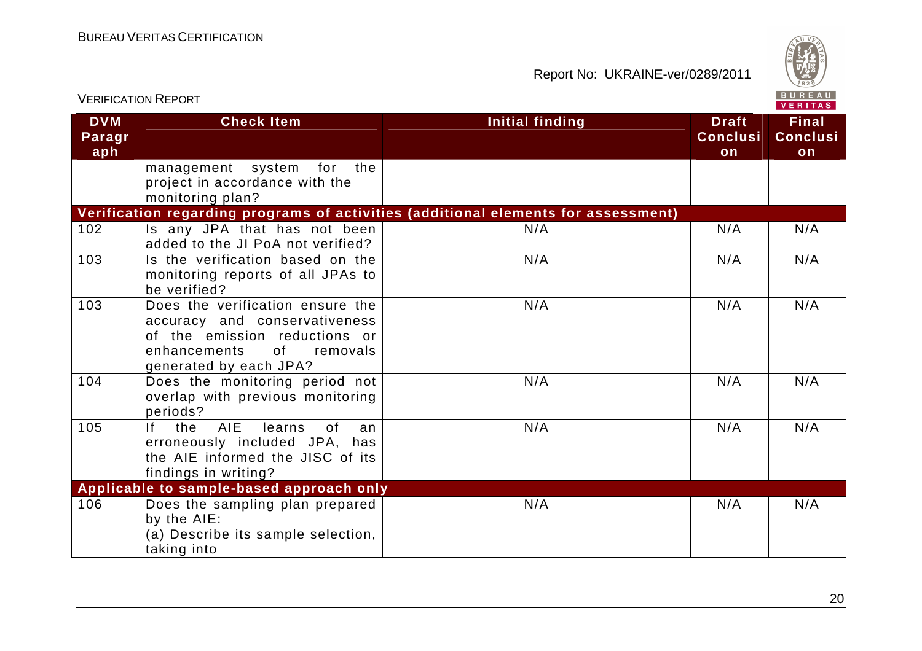| DVM Paragraph | Check Item | Initial finding | Draft Conclusion | Final Conclusion |
|---|---|---|---|---|
| | management system for the project in accordance with the monitoring plan? | | | |
| **Verification regarding programs of activities (additional elements for assessment)** | | | | |
| 102 | Is any JPA that has not been added to the JI PoA not verified? | N/A | N/A | N/A |
| 103 | Is the verification based on the monitoring reports of all JPAs to be verified? | N/A | N/A | N/A |
| 103 | Does the verification ensure the accuracy and conservativeness of the emission reductions or enhancements of removals generated by each JPA? | N/A | N/A | N/A |
| 104 | Does the monitoring period not overlap with previous monitoring periods? | N/A | N/A | N/A |
| 105 | If the AIE learns of an erroneously included JPA, has the AIE informed the JISC of its findings in writing? | N/A | N/A | N/A |
| **Applicable to sample-based approach only** | | | | |
| 106 | Does the sampling plan prepared by the AIE:<br>(a) Describe its sample selection, taking into | N/A | N/A | N/A |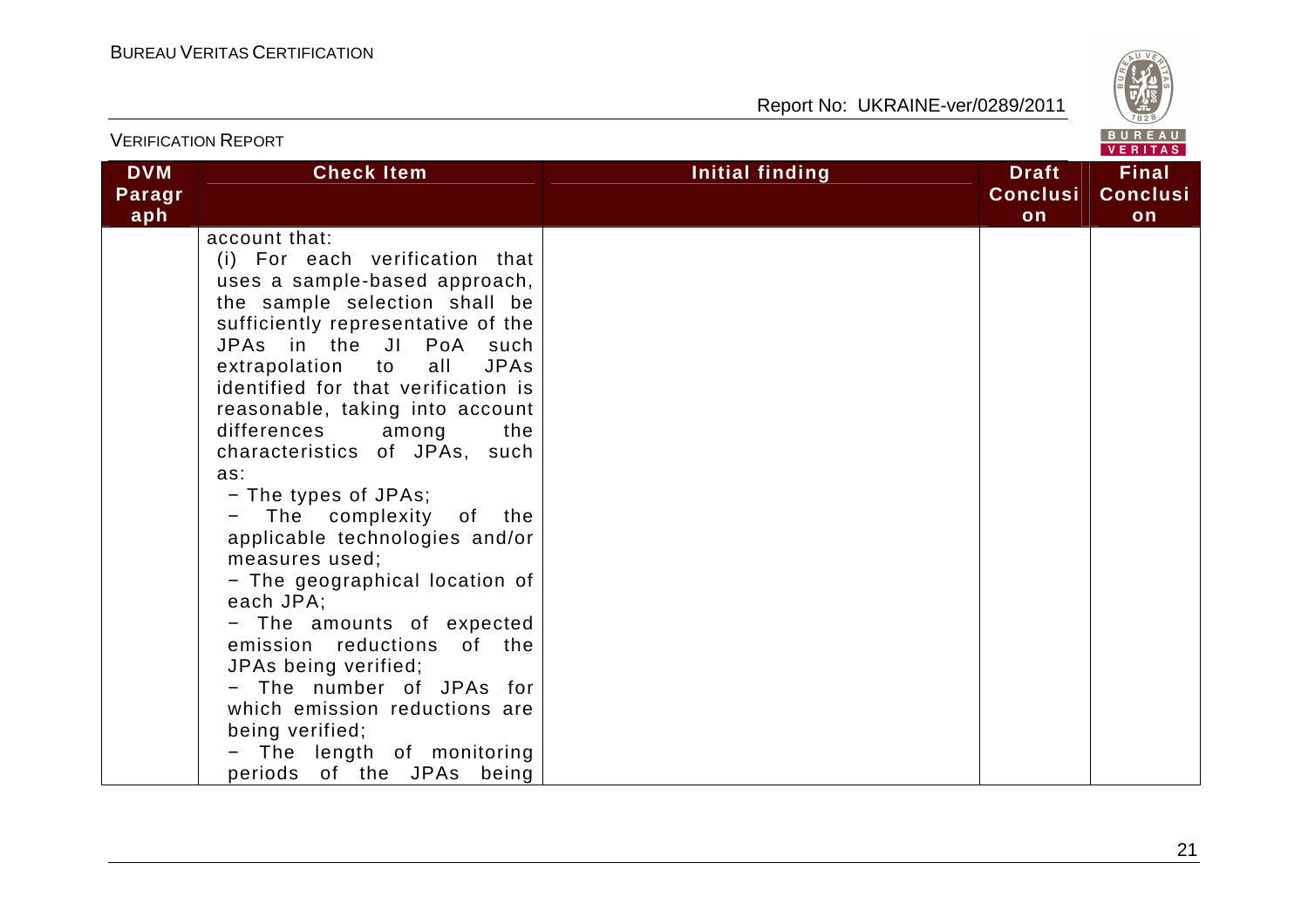| DVM Paragraph | Check Item | Initial finding | Draft Conclusion | Final Conclusion |
|---|---|---|---|---|
| | account that:<br>(i) For each verification that uses a sample-based approach, the sample selection shall be sufficiently representative of the JPAs in the JI PoA such extrapolation to all JPAs identified for that verification is reasonable, taking into account differences among the characteristics of JPAs, such as:<br>− The types of JPAs;<br>− The complexity of the applicable technologies and/or measures used;<br>− The geographical location of each JPA;<br>− The amounts of expected emission reductions of the JPAs being verified;<br>− The number of JPAs for which emission reductions are being verified;<br>− The length of monitoring periods of the JPAs being | | | |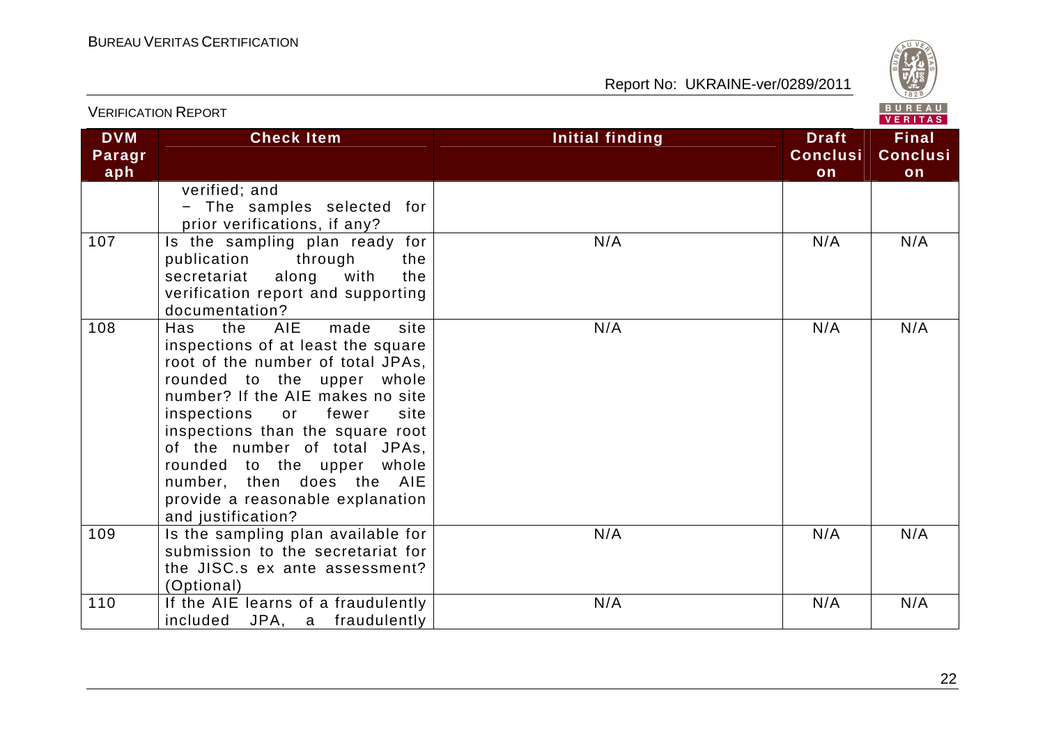| DVM Paragraph | Check Item | Initial finding | Draft Conclusion | Final Conclusion |
|---|---|---|---|---|
| | verified; and − The samples selected for prior verifications, if any? | | | |
| 107 | Is the sampling plan ready for publication through the secretariat along with the verification report and supporting documentation? | N/A | N/A | N/A |
| 108 | Has the AIE made site inspections of at least the square root of the number of total JPAs, rounded to the upper whole number? If the AIE makes no site inspections or fewer site inspections than the square root of the number of total JPAs, rounded to the upper whole number, then does the AIE provide a reasonable explanation and justification? | N/A | N/A | N/A |
| 109 | Is the sampling plan available for submission to the secretariat for the JISC.s ex ante assessment? (Optional) | N/A | N/A | N/A |
| 110 | If the AIE learns of a fraudulently included JPA, a fraudulently | N/A | N/A | N/A |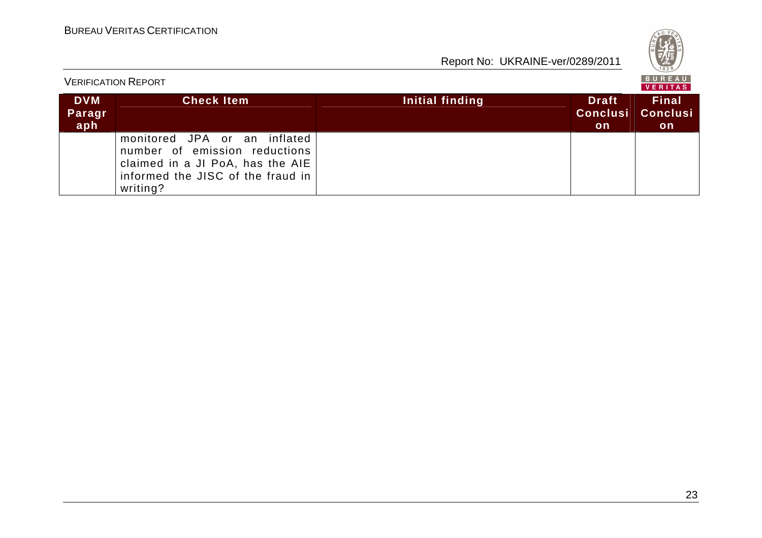| DVM Paragraph | Check Item | Initial finding | Draft Conclusion | Final Conclusion |
|---|---|---|---|---|
| | monitored JPA or an inflated number of emission reductions claimed in a JI PoA, has the AIE informed the JISC of the fraud in writing? | | | |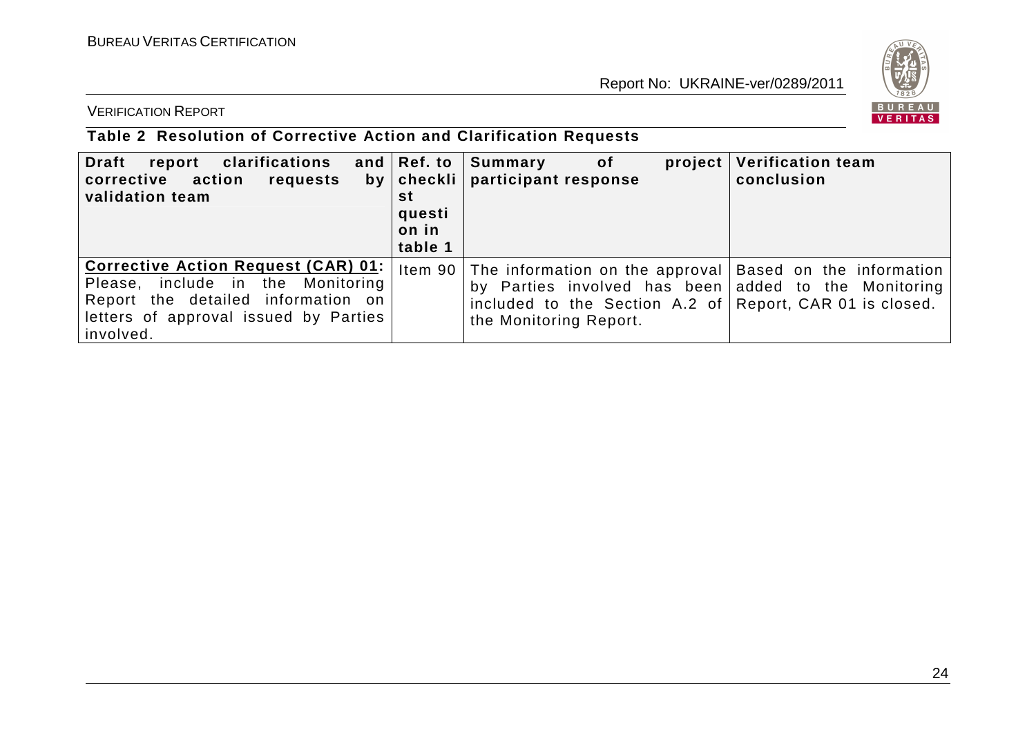VERIFICATION REPORT

**Table 2 Resolution of Corrective Action and Clarification Requests**

| Draft report clarifications and corrective action requests by validation team | Ref. to checklist question in table 1 | Summary of project participant response | Verification team conclusion |
|---|---|---|---|
| **Corrective Action Request (CAR) 01:** Please, include in the Monitoring Report the detailed information on letters of approval issued by Parties involved. | Item 90 | The information on the approval by Parties involved has been included to the Section A.2 of the Monitoring Report. | Based on the information added to the Monitoring Report, CAR 01 is closed. |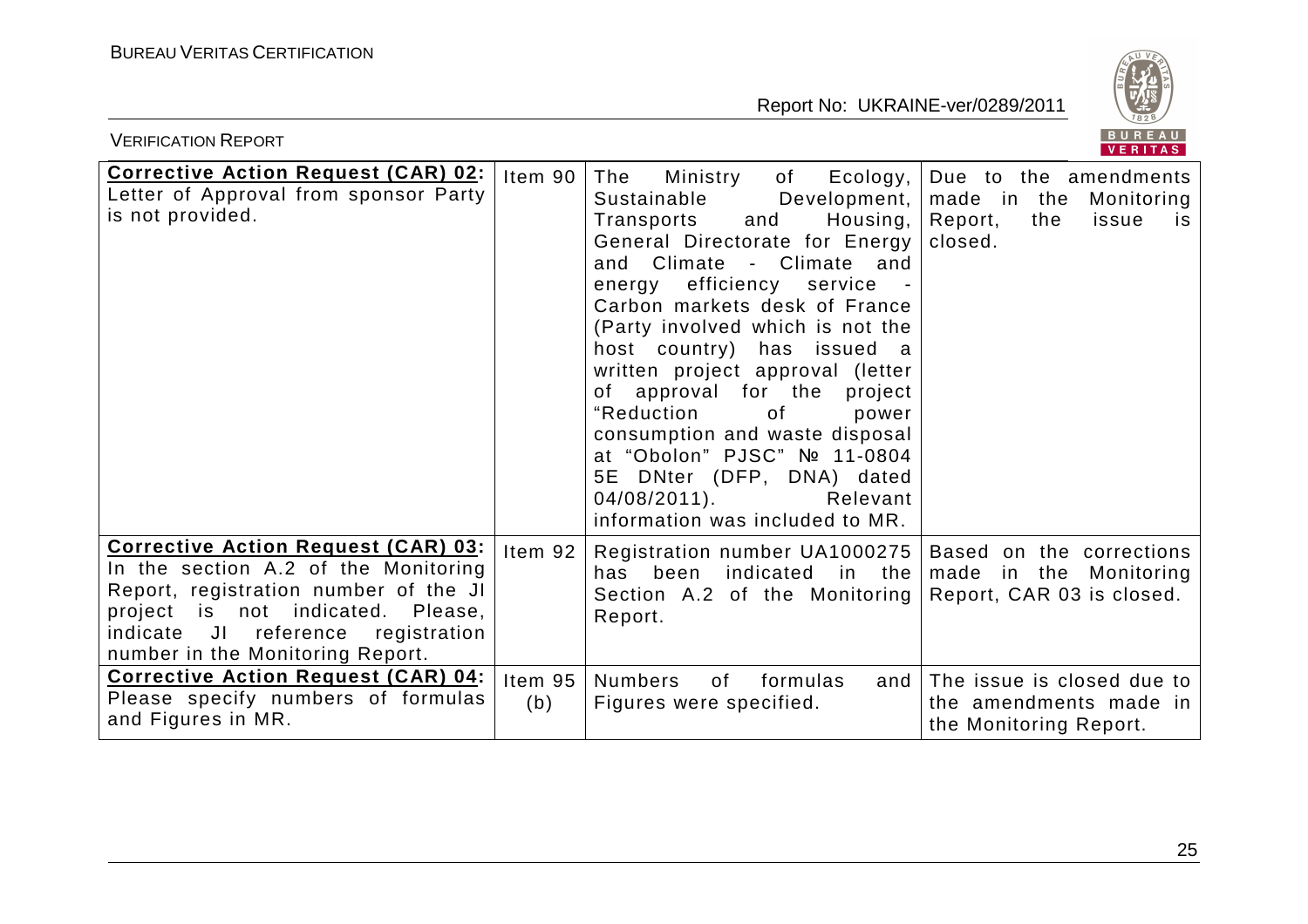| | | | |
|---|---|---|---|
| **Corrective Action Request (CAR) 02:** Letter of Approval from sponsor Party is not provided. | Item 90 | The Ministry of Ecology, Sustainable Development, Transports and Housing, General Directorate for Energy and Climate - Climate and energy efficiency service - Carbon markets desk of France (Party involved which is not the host country) has issued a written project approval (letter of approval for the project "Reduction of power consumption and waste disposal at "Obolon" PJSC" № 11-0804 5E DNter (DFP, DNA) dated 04/08/2011). Relevant information was included to MR. | Due to the amendments made in the Monitoring Report, the issue is closed. |
| **Corrective Action Request (CAR) 03:** In the section A.2 of the Monitoring Report, registration number of the JI project is not indicated. Please, indicate JI reference registration number in the Monitoring Report. | Item 92 | Registration number UA1000275 has been indicated in the Section A.2 of the Monitoring Report. | Based on the corrections made in the Monitoring Report, CAR 03 is closed. |
| **Corrective Action Request (CAR) 04:** Please specify numbers of formulas and Figures in MR. | Item 95 (b) | Numbers of formulas and Figures were specified. | The issue is closed due to the amendments made in the Monitoring Report. |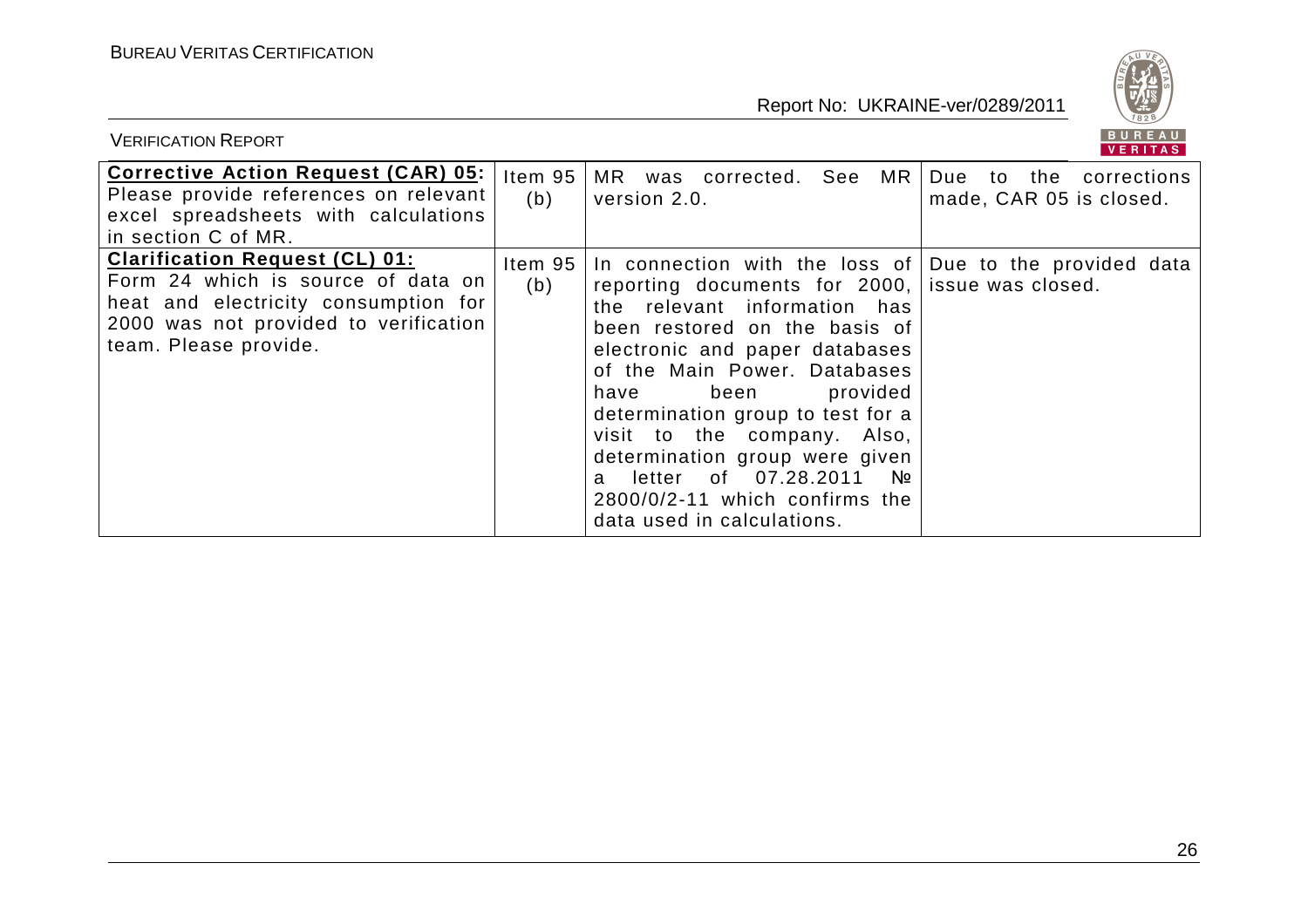| | | | |
|---|---|---|---|
| **Corrective Action Request (CAR) 05:** Please provide references on relevant excel spreadsheets with calculations in section C of MR. | Item 95 (b) | MR was corrected. See MR version 2.0. | Due to the corrections made, CAR 05 is closed. |
| **Clarification Request (CL) 01:** Form 24 which is source of data on heat and electricity consumption for 2000 was not provided to verification team. Please provide. | Item 95 (b) | In connection with the loss of reporting documents for 2000, the relevant information has been restored on the basis of electronic and paper databases of the Main Power. Databases have been provided determination group to test for a visit to the company. Also, determination group were given a letter of 07.28.2011 № 2800/0/2-11 which confirms the data used in calculations. | Due to the provided data issue was closed. |